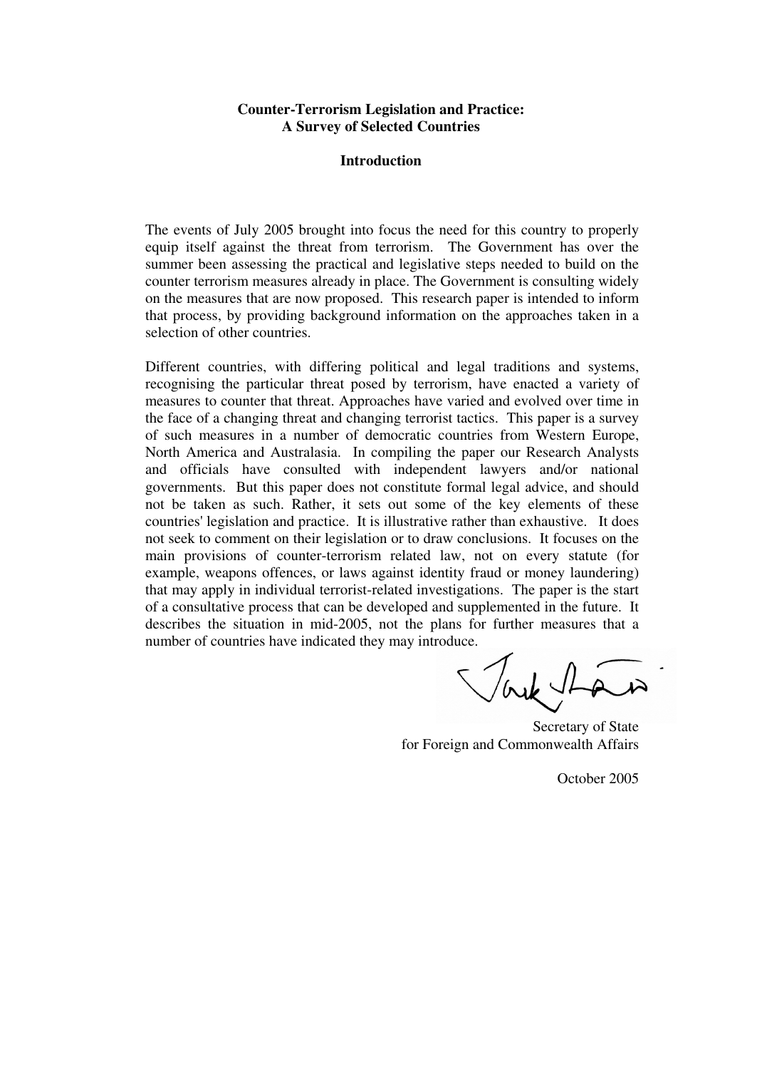# Counter-Terrorism Legislation and Practice: A Survey of Selected Countries

## Introduction

The events of July 2005 brought into focus the need for this country to properly equip itself against the threat from terrorism. The Government has over the summer been assessing the practical and legislative steps needed to build on the counter terrorism measures already in place. The Government is consulting widely on the measures that are now proposed. This research paper is intended to inform that process, by providing background information on the approaches taken in a selection of other countries.

Different countries, with differing political and legal traditions and systems, recognising the particular threat posed by terrorism, have enacted a variety of measures to counter that threat. Approaches have varied and evolved over time in the face of a changing threat and changing terrorist tactics. This paper is a survey of such measures in a number of democratic countries from Western Europe, North America and Australasia. In compiling the paper our Research Analysts and officials have consulted with independent lawyers and/or national governments. But this paper does not constitute formal legal advice, and should not be taken as such. Rather, it sets out some of the key elements of these countries' legislation and practice. It is illustrative rather than exhaustive. It does not seek to comment on their legislation or to draw conclusions. It focuses on the main provisions of counter-terrorism related law, not on every statute (for example, weapons offences, or laws against identity fraud or money laundering) that may apply in individual terrorist-related investigations. The paper is the start of a consultative process that can be developed and supplemented in the future. It describes the situation in mid-2005, not the plans for further measures that a number of countries have indicated they may introduce.

Secretary of State
for Foreign and Commonwealth Affairs

October 2005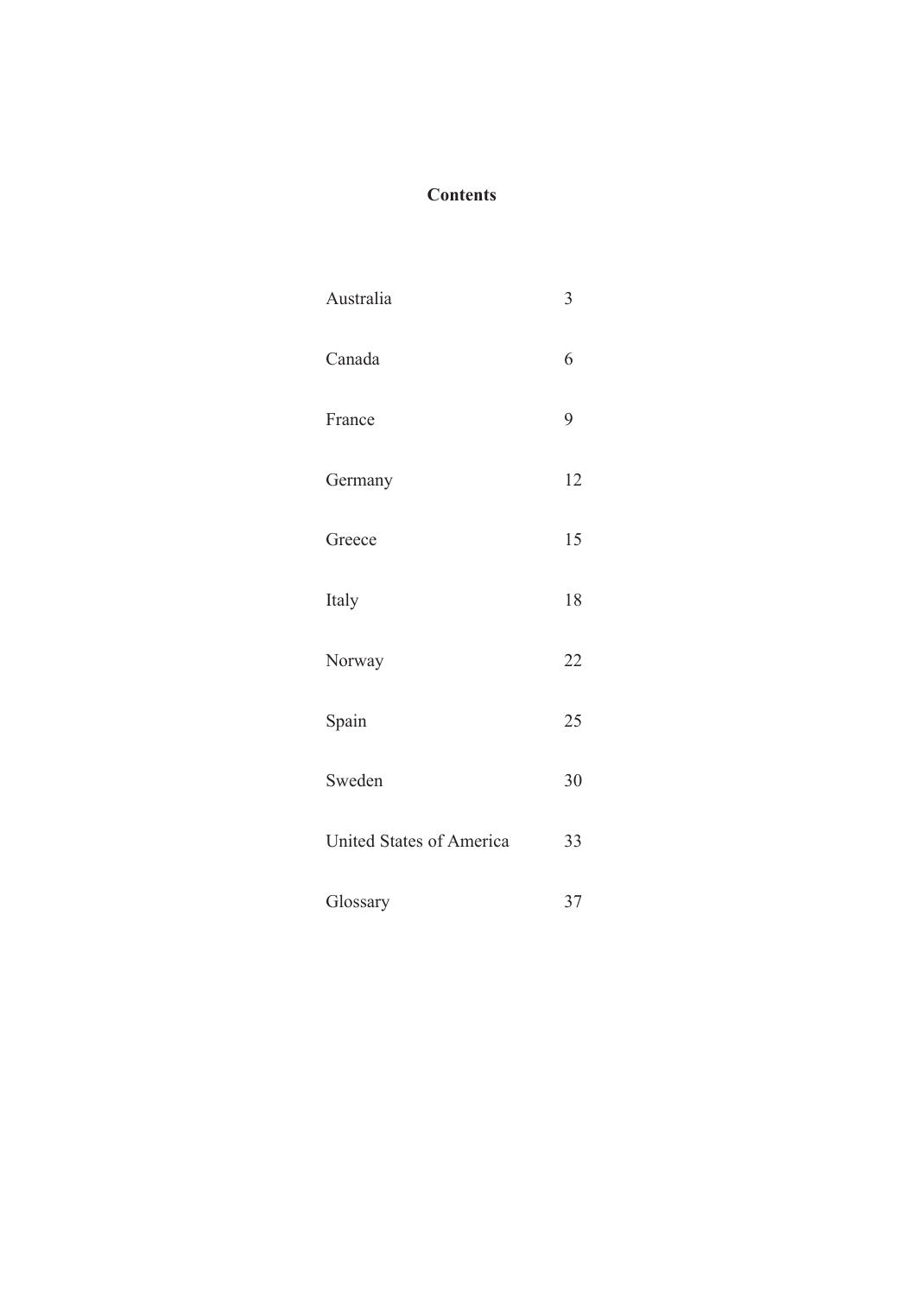# Contents

| | |
|---|---|
| Australia | 3 |
| Canada | 6 |
| France | 9 |
| Germany | 12 |
| Greece | 15 |
| Italy | 18 |
| Norway | 22 |
| Spain | 25 |
| Sweden | 30 |
| United States of America | 33 |
| Glossary | 37 |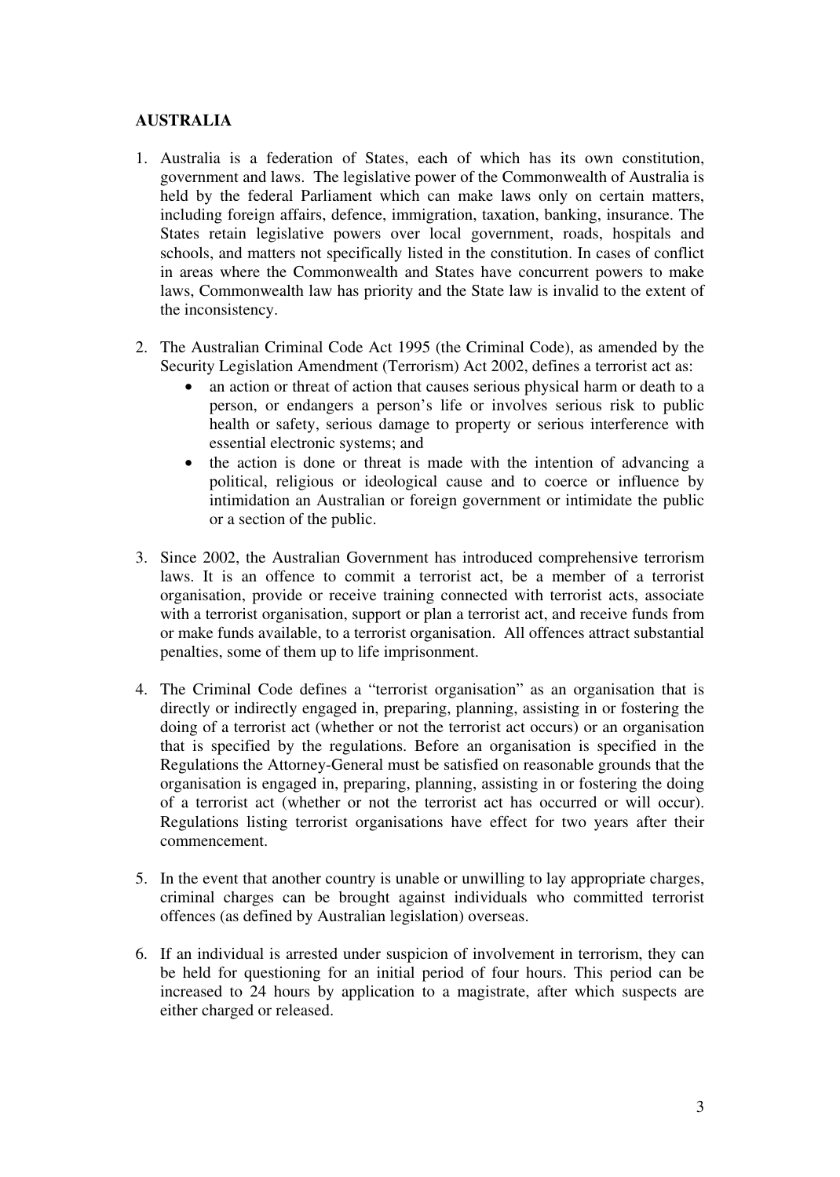**AUSTRALIA**

1. Australia is a federation of States, each of which has its own constitution, government and laws. The legislative power of the Commonwealth of Australia is held by the federal Parliament which can make laws only on certain matters, including foreign affairs, defence, immigration, taxation, banking, insurance. The States retain legislative powers over local government, roads, hospitals and schools, and matters not specifically listed in the constitution. In cases of conflict in areas where the Commonwealth and States have concurrent powers to make laws, Commonwealth law has priority and the State law is invalid to the extent of the inconsistency.

2. The Australian Criminal Code Act 1995 (the Criminal Code), as amended by the Security Legislation Amendment (Terrorism) Act 2002, defines a terrorist act as:
   - an action or threat of action that causes serious physical harm or death to a person, or endangers a person's life or involves serious risk to public health or safety, serious damage to property or serious interference with essential electronic systems; and
   - the action is done or threat is made with the intention of advancing a political, religious or ideological cause and to coerce or influence by intimidation an Australian or foreign government or intimidate the public or a section of the public.

3. Since 2002, the Australian Government has introduced comprehensive terrorism laws. It is an offence to commit a terrorist act, be a member of a terrorist organisation, provide or receive training connected with terrorist acts, associate with a terrorist organisation, support or plan a terrorist act, and receive funds from or make funds available, to a terrorist organisation. All offences attract substantial penalties, some of them up to life imprisonment.

4. The Criminal Code defines a "terrorist organisation" as an organisation that is directly or indirectly engaged in, preparing, planning, assisting in or fostering the doing of a terrorist act (whether or not the terrorist act occurs) or an organisation that is specified by the regulations. Before an organisation is specified in the Regulations the Attorney-General must be satisfied on reasonable grounds that the organisation is engaged in, preparing, planning, assisting in or fostering the doing of a terrorist act (whether or not the terrorist act has occurred or will occur). Regulations listing terrorist organisations have effect for two years after their commencement.

5. In the event that another country is unable or unwilling to lay appropriate charges, criminal charges can be brought against individuals who committed terrorist offences (as defined by Australian legislation) overseas.

6. If an individual is arrested under suspicion of involvement in terrorism, they can be held for questioning for an initial period of four hours. This period can be increased to 24 hours by application to a magistrate, after which suspects are either charged or released.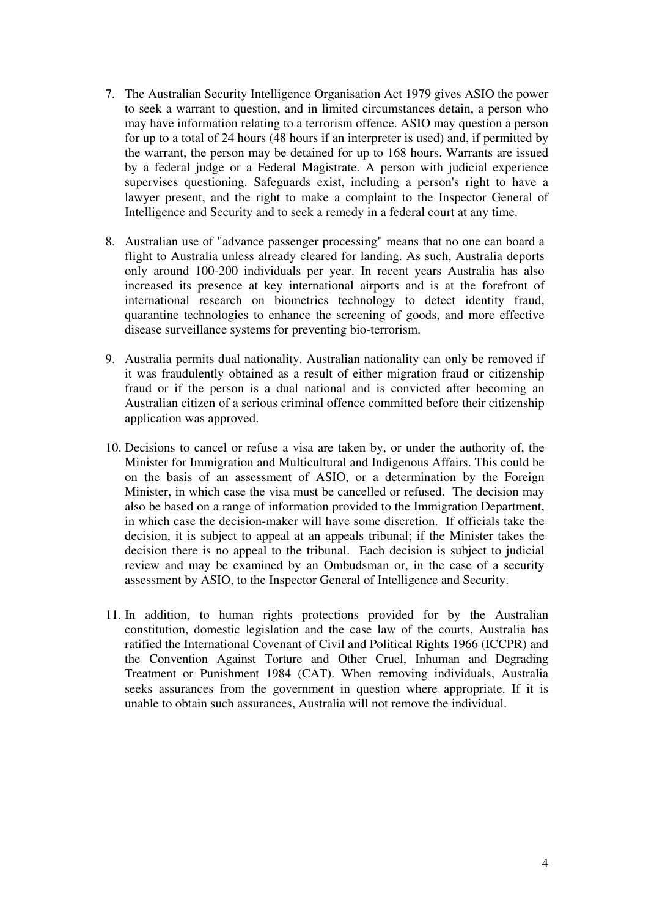7. The Australian Security Intelligence Organisation Act 1979 gives ASIO the power to seek a warrant to question, and in limited circumstances detain, a person who may have information relating to a terrorism offence. ASIO may question a person for up to a total of 24 hours (48 hours if an interpreter is used) and, if permitted by the warrant, the person may be detained for up to 168 hours. Warrants are issued by a federal judge or a Federal Magistrate. A person with judicial experience supervises questioning. Safeguards exist, including a person's right to have a lawyer present, and the right to make a complaint to the Inspector General of Intelligence and Security and to seek a remedy in a federal court at any time.

8. Australian use of "advance passenger processing" means that no one can board a flight to Australia unless already cleared for landing. As such, Australia deports only around 100-200 individuals per year. In recent years Australia has also increased its presence at key international airports and is at the forefront of international research on biometrics technology to detect identity fraud, quarantine technologies to enhance the screening of goods, and more effective disease surveillance systems for preventing bio-terrorism.

9. Australia permits dual nationality. Australian nationality can only be removed if it was fraudulently obtained as a result of either migration fraud or citizenship fraud or if the person is a dual national and is convicted after becoming an Australian citizen of a serious criminal offence committed before their citizenship application was approved.

10. Decisions to cancel or refuse a visa are taken by, or under the authority of, the Minister for Immigration and Multicultural and Indigenous Affairs. This could be on the basis of an assessment of ASIO, or a determination by the Foreign Minister, in which case the visa must be cancelled or refused. The decision may also be based on a range of information provided to the Immigration Department, in which case the decision-maker will have some discretion. If officials take the decision, it is subject to appeal at an appeals tribunal; if the Minister takes the decision there is no appeal to the tribunal. Each decision is subject to judicial review and may be examined by an Ombudsman or, in the case of a security assessment by ASIO, to the Inspector General of Intelligence and Security.

11. In addition, to human rights protections provided for by the Australian constitution, domestic legislation and the case law of the courts, Australia has ratified the International Covenant of Civil and Political Rights 1966 (ICCPR) and the Convention Against Torture and Other Cruel, Inhuman and Degrading Treatment or Punishment 1984 (CAT). When removing individuals, Australia seeks assurances from the government in question where appropriate. If it is unable to obtain such assurances, Australia will not remove the individual.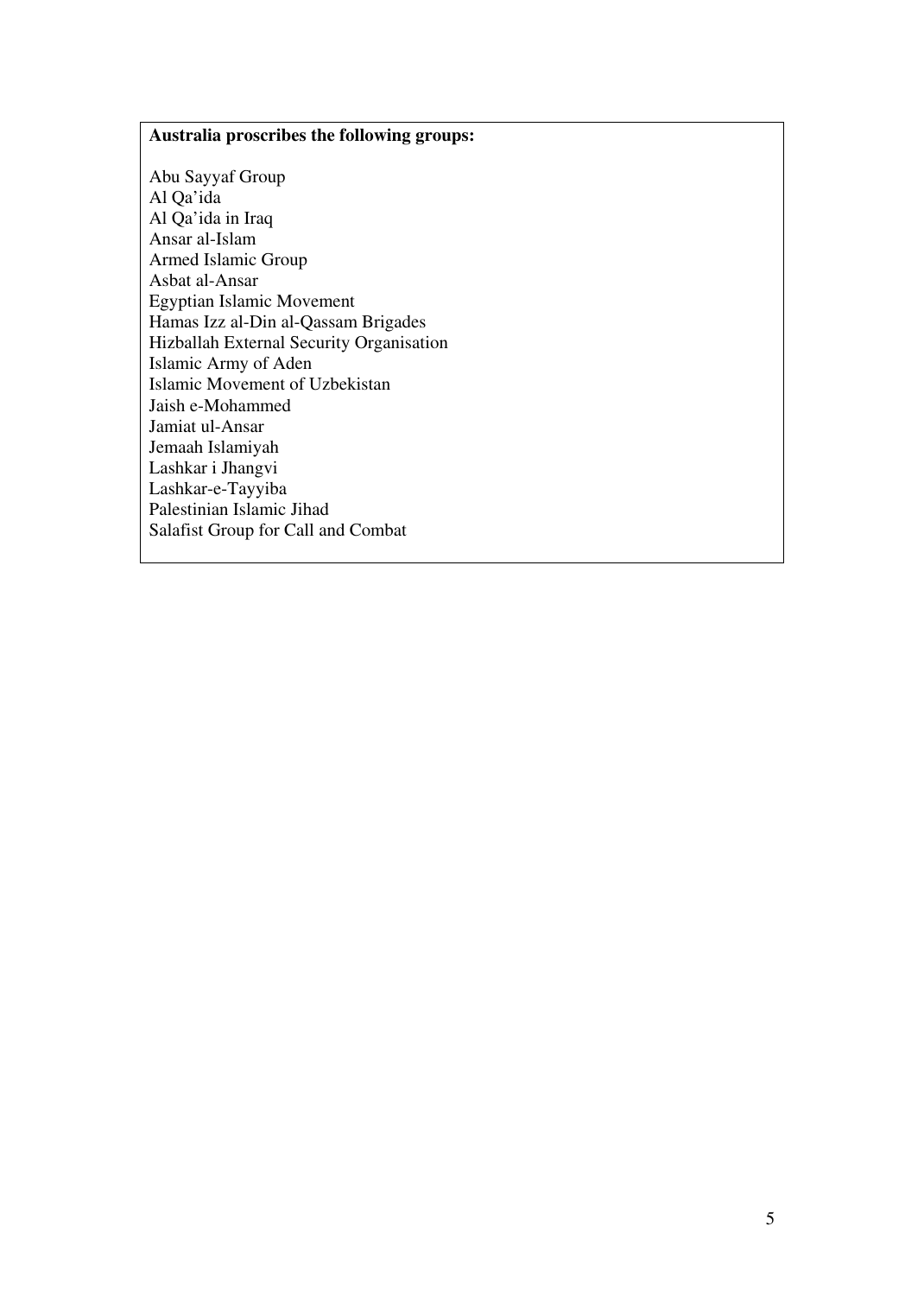**Australia proscribes the following groups:**

Abu Sayyaf Group
Al Qa'ida
Al Qa'ida in Iraq
Ansar al-Islam
Armed Islamic Group
Asbat al-Ansar
Egyptian Islamic Movement
Hamas Izz al-Din al-Qassam Brigades
Hizballah External Security Organisation
Islamic Army of Aden
Islamic Movement of Uzbekistan
Jaish e-Mohammed
Jamiat ul-Ansar
Jemaah Islamiyah
Lashkar i Jhangvi
Lashkar-e-Tayyiba
Palestinian Islamic Jihad
Salafist Group for Call and Combat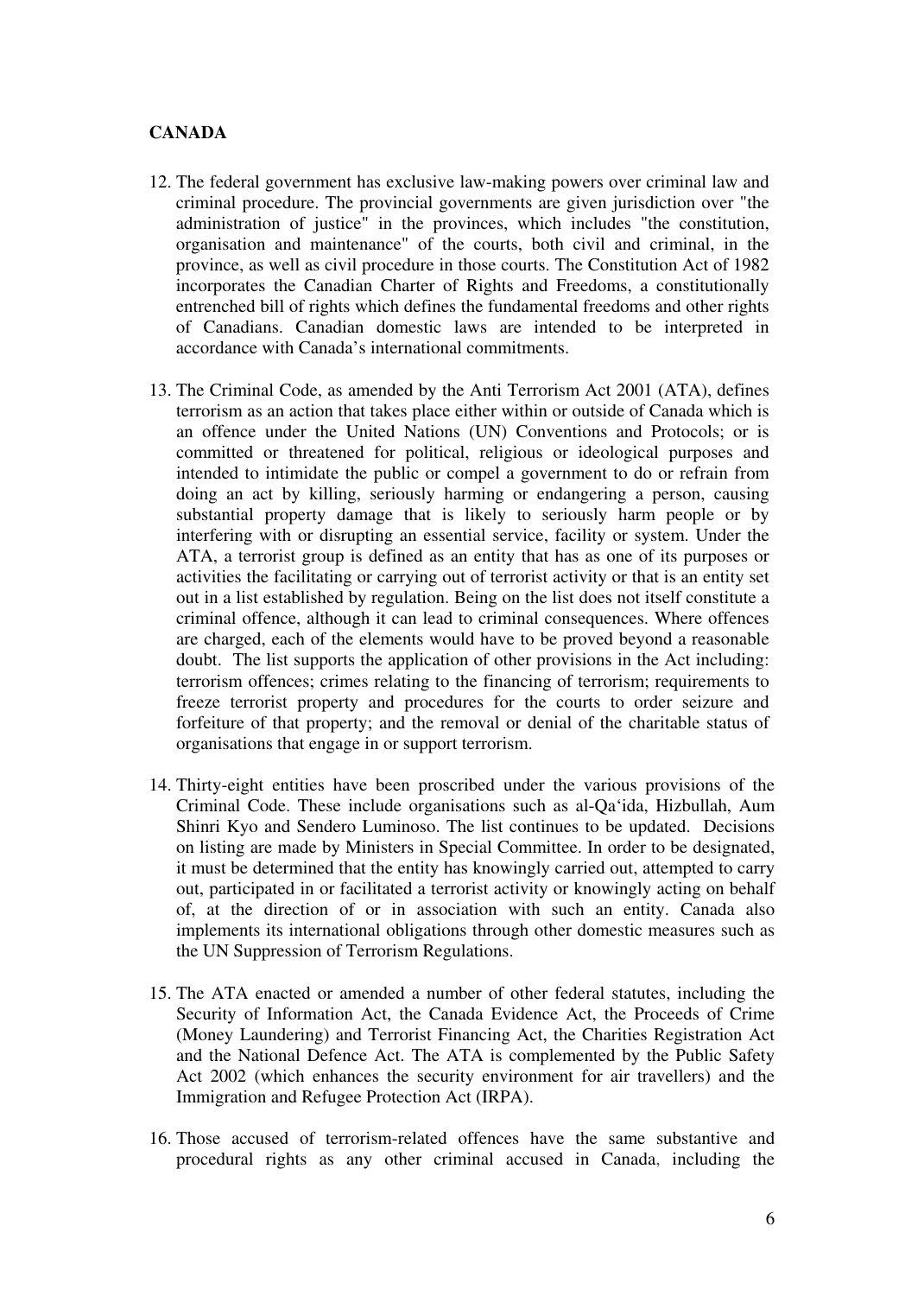## CANADA

12. The federal government has exclusive law-making powers over criminal law and criminal procedure. The provincial governments are given jurisdiction over "the administration of justice" in the provinces, which includes "the constitution, organisation and maintenance" of the courts, both civil and criminal, in the province, as well as civil procedure in those courts. The Constitution Act of 1982 incorporates the Canadian Charter of Rights and Freedoms, a constitutionally entrenched bill of rights which defines the fundamental freedoms and other rights of Canadians. Canadian domestic laws are intended to be interpreted in accordance with Canada's international commitments.

13. The Criminal Code, as amended by the Anti Terrorism Act 2001 (ATA), defines terrorism as an action that takes place either within or outside of Canada which is an offence under the United Nations (UN) Conventions and Protocols; or is committed or threatened for political, religious or ideological purposes and intended to intimidate the public or compel a government to do or refrain from doing an act by killing, seriously harming or endangering a person, causing substantial property damage that is likely to seriously harm people or by interfering with or disrupting an essential service, facility or system. Under the ATA, a terrorist group is defined as an entity that has as one of its purposes or activities the facilitating or carrying out of terrorist activity or that is an entity set out in a list established by regulation. Being on the list does not itself constitute a criminal offence, although it can lead to criminal consequences. Where offences are charged, each of the elements would have to be proved beyond a reasonable doubt. The list supports the application of other provisions in the Act including: terrorism offences; crimes relating to the financing of terrorism; requirements to freeze terrorist property and procedures for the courts to order seizure and forfeiture of that property; and the removal or denial of the charitable status of organisations that engage in or support terrorism.

14. Thirty-eight entities have been proscribed under the various provisions of the Criminal Code. These include organisations such as al-Qa'ida, Hizbullah, Aum Shinri Kyo and Sendero Luminoso. The list continues to be updated. Decisions on listing are made by Ministers in Special Committee. In order to be designated, it must be determined that the entity has knowingly carried out, attempted to carry out, participated in or facilitated a terrorist activity or knowingly acting on behalf of, at the direction of or in association with such an entity. Canada also implements its international obligations through other domestic measures such as the UN Suppression of Terrorism Regulations.

15. The ATA enacted or amended a number of other federal statutes, including the Security of Information Act, the Canada Evidence Act, the Proceeds of Crime (Money Laundering) and Terrorist Financing Act, the Charities Registration Act and the National Defence Act. The ATA is complemented by the Public Safety Act 2002 (which enhances the security environment for air travellers) and the Immigration and Refugee Protection Act (IRPA).

16. Those accused of terrorism-related offences have the same substantive and procedural rights as any other criminal accused in Canada, including the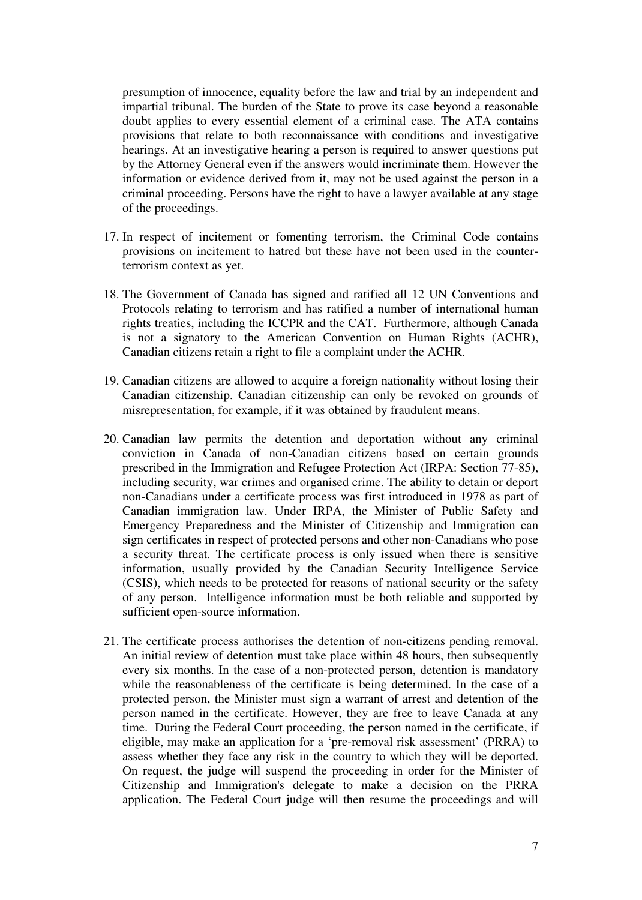presumption of innocence, equality before the law and trial by an independent and impartial tribunal. The burden of the State to prove its case beyond a reasonable doubt applies to every essential element of a criminal case. The ATA contains provisions that relate to both reconnaissance with conditions and investigative hearings. At an investigative hearing a person is required to answer questions put by the Attorney General even if the answers would incriminate them. However the information or evidence derived from it, may not be used against the person in a criminal proceeding. Persons have the right to have a lawyer available at any stage of the proceedings.

17. In respect of incitement or fomenting terrorism, the Criminal Code contains provisions on incitement to hatred but these have not been used in the counter-terrorism context as yet.

18. The Government of Canada has signed and ratified all 12 UN Conventions and Protocols relating to terrorism and has ratified a number of international human rights treaties, including the ICCPR and the CAT. Furthermore, although Canada is not a signatory to the American Convention on Human Rights (ACHR), Canadian citizens retain a right to file a complaint under the ACHR.

19. Canadian citizens are allowed to acquire a foreign nationality without losing their Canadian citizenship. Canadian citizenship can only be revoked on grounds of misrepresentation, for example, if it was obtained by fraudulent means.

20. Canadian law permits the detention and deportation without any criminal conviction in Canada of non-Canadian citizens based on certain grounds prescribed in the Immigration and Refugee Protection Act (IRPA: Section 77-85), including security, war crimes and organised crime. The ability to detain or deport non-Canadians under a certificate process was first introduced in 1978 as part of Canadian immigration law. Under IRPA, the Minister of Public Safety and Emergency Preparedness and the Minister of Citizenship and Immigration can sign certificates in respect of protected persons and other non-Canadians who pose a security threat. The certificate process is only issued when there is sensitive information, usually provided by the Canadian Security Intelligence Service (CSIS), which needs to be protected for reasons of national security or the safety of any person. Intelligence information must be both reliable and supported by sufficient open-source information.

21. The certificate process authorises the detention of non-citizens pending removal. An initial review of detention must take place within 48 hours, then subsequently every six months. In the case of a non-protected person, detention is mandatory while the reasonableness of the certificate is being determined. In the case of a protected person, the Minister must sign a warrant of arrest and detention of the person named in the certificate. However, they are free to leave Canada at any time. During the Federal Court proceeding, the person named in the certificate, if eligible, may make an application for a 'pre-removal risk assessment' (PRRA) to assess whether they face any risk in the country to which they will be deported. On request, the judge will suspend the proceeding in order for the Minister of Citizenship and Immigration's delegate to make a decision on the PRRA application. The Federal Court judge will then resume the proceedings and will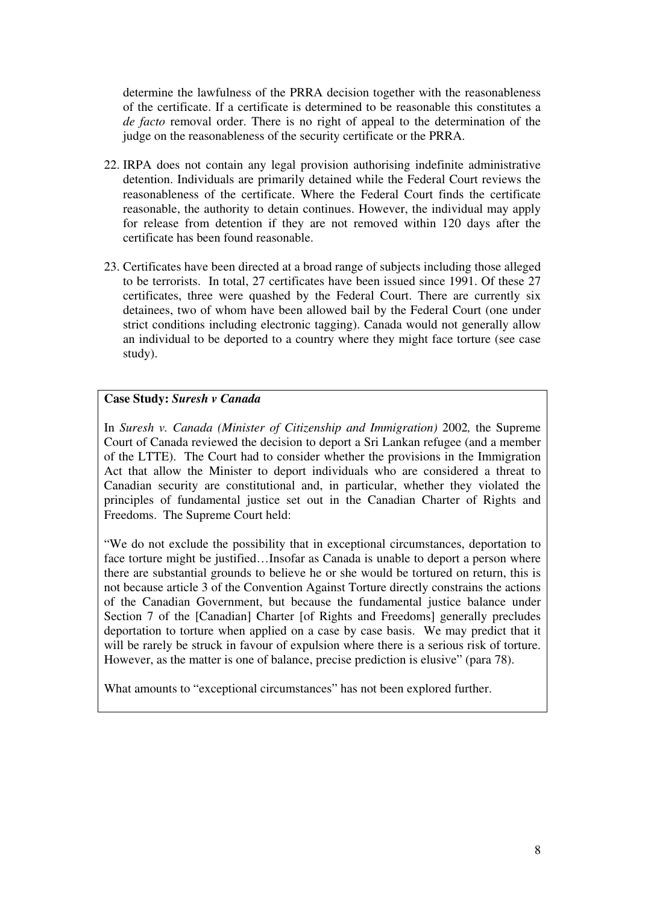determine the lawfulness of the PRRA decision together with the reasonableness of the certificate. If a certificate is determined to be reasonable this constitutes a *de facto* removal order. There is no right of appeal to the determination of the judge on the reasonableness of the security certificate or the PRRA.

22. IRPA does not contain any legal provision authorising indefinite administrative detention. Individuals are primarily detained while the Federal Court reviews the reasonableness of the certificate. Where the Federal Court finds the certificate reasonable, the authority to detain continues. However, the individual may apply for release from detention if they are not removed within 120 days after the certificate has been found reasonable.

23. Certificates have been directed at a broad range of subjects including those alleged to be terrorists. In total, 27 certificates have been issued since 1991. Of these 27 certificates, three were quashed by the Federal Court. There are currently six detainees, two of whom have been allowed bail by the Federal Court (one under strict conditions including electronic tagging). Canada would not generally allow an individual to be deported to a country where they might face torture (see case study).

**Case Study: *Suresh v Canada***

In *Suresh v. Canada (Minister of Citizenship and Immigration)* 2002*,* the Supreme Court of Canada reviewed the decision to deport a Sri Lankan refugee (and a member of the LTTE). The Court had to consider whether the provisions in the Immigration Act that allow the Minister to deport individuals who are considered a threat to Canadian security are constitutional and, in particular, whether they violated the principles of fundamental justice set out in the Canadian Charter of Rights and Freedoms. The Supreme Court held:

"We do not exclude the possibility that in exceptional circumstances, deportation to face torture might be justified…Insofar as Canada is unable to deport a person where there are substantial grounds to believe he or she would be tortured on return, this is not because article 3 of the Convention Against Torture directly constrains the actions of the Canadian Government, but because the fundamental justice balance under Section 7 of the [Canadian] Charter [of Rights and Freedoms] generally precludes deportation to torture when applied on a case by case basis. We may predict that it will be rarely be struck in favour of expulsion where there is a serious risk of torture. However, as the matter is one of balance, precise prediction is elusive" (para 78).

What amounts to "exceptional circumstances" has not been explored further.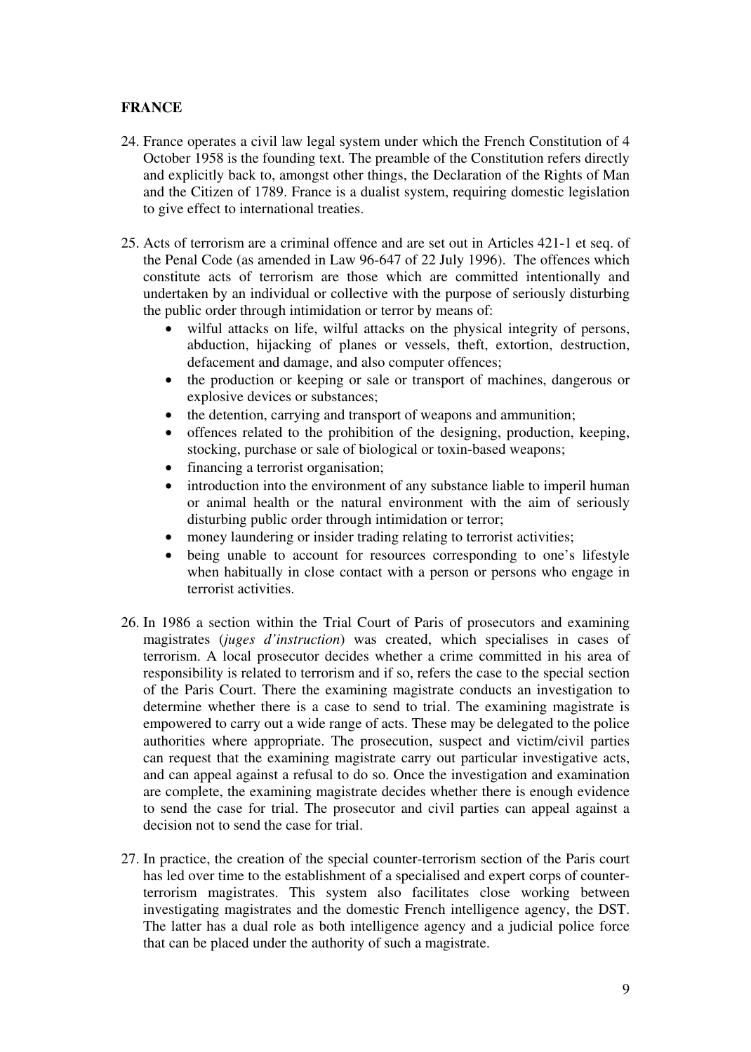**FRANCE**

24. France operates a civil law legal system under which the French Constitution of 4 October 1958 is the founding text. The preamble of the Constitution refers directly and explicitly back to, amongst other things, the Declaration of the Rights of Man and the Citizen of 1789. France is a dualist system, requiring domestic legislation to give effect to international treaties.

25. Acts of terrorism are a criminal offence and are set out in Articles 421-1 et seq. of the Penal Code (as amended in Law 96-647 of 22 July 1996). The offences which constitute acts of terrorism are those which are committed intentionally and undertaken by an individual or collective with the purpose of seriously disturbing the public order through intimidation or terror by means of:
    - wilful attacks on life, wilful attacks on the physical integrity of persons, abduction, hijacking of planes or vessels, theft, extortion, destruction, defacement and damage, and also computer offences;
    - the production or keeping or sale or transport of machines, dangerous or explosive devices or substances;
    - the detention, carrying and transport of weapons and ammunition;
    - offences related to the prohibition of the designing, production, keeping, stocking, purchase or sale of biological or toxin-based weapons;
    - financing a terrorist organisation;
    - introduction into the environment of any substance liable to imperil human or animal health or the natural environment with the aim of seriously disturbing public order through intimidation or terror;
    - money laundering or insider trading relating to terrorist activities;
    - being unable to account for resources corresponding to one's lifestyle when habitually in close contact with a person or persons who engage in terrorist activities.

26. In 1986 a section within the Trial Court of Paris of prosecutors and examining magistrates (*juges d'instruction*) was created, which specialises in cases of terrorism. A local prosecutor decides whether a crime committed in his area of responsibility is related to terrorism and if so, refers the case to the special section of the Paris Court. There the examining magistrate conducts an investigation to determine whether there is a case to send to trial. The examining magistrate is empowered to carry out a wide range of acts. These may be delegated to the police authorities where appropriate. The prosecution, suspect and victim/civil parties can request that the examining magistrate carry out particular investigative acts, and can appeal against a refusal to do so. Once the investigation and examination are complete, the examining magistrate decides whether there is enough evidence to send the case for trial. The prosecutor and civil parties can appeal against a decision not to send the case for trial.

27. In practice, the creation of the special counter-terrorism section of the Paris court has led over time to the establishment of a specialised and expert corps of counter-terrorism magistrates. This system also facilitates close working between investigating magistrates and the domestic French intelligence agency, the DST. The latter has a dual role as both intelligence agency and a judicial police force that can be placed under the authority of such a magistrate.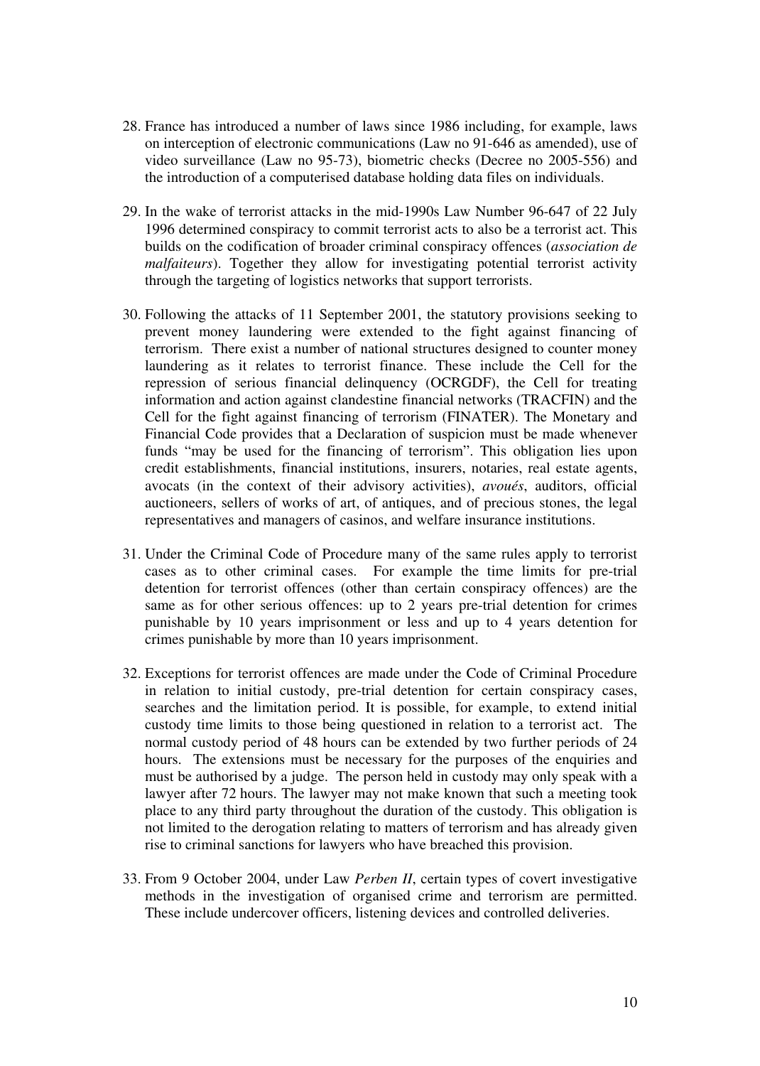28. France has introduced a number of laws since 1986 including, for example, laws on interception of electronic communications (Law no 91-646 as amended), use of video surveillance (Law no 95-73), biometric checks (Decree no 2005-556) and the introduction of a computerised database holding data files on individuals.

29. In the wake of terrorist attacks in the mid-1990s Law Number 96-647 of 22 July 1996 determined conspiracy to commit terrorist acts to also be a terrorist act. This builds on the codification of broader criminal conspiracy offences (*association de malfaiteurs*). Together they allow for investigating potential terrorist activity through the targeting of logistics networks that support terrorists.

30. Following the attacks of 11 September 2001, the statutory provisions seeking to prevent money laundering were extended to the fight against financing of terrorism. There exist a number of national structures designed to counter money laundering as it relates to terrorist finance. These include the Cell for the repression of serious financial delinquency (OCRGDF), the Cell for treating information and action against clandestine financial networks (TRACFIN) and the Cell for the fight against financing of terrorism (FINATER). The Monetary and Financial Code provides that a Declaration of suspicion must be made whenever funds "may be used for the financing of terrorism". This obligation lies upon credit establishments, financial institutions, insurers, notaries, real estate agents, avocats (in the context of their advisory activities), *avoués*, auditors, official auctioneers, sellers of works of art, of antiques, and of precious stones, the legal representatives and managers of casinos, and welfare insurance institutions.

31. Under the Criminal Code of Procedure many of the same rules apply to terrorist cases as to other criminal cases. For example the time limits for pre-trial detention for terrorist offences (other than certain conspiracy offences) are the same as for other serious offences: up to 2 years pre-trial detention for crimes punishable by 10 years imprisonment or less and up to 4 years detention for crimes punishable by more than 10 years imprisonment.

32. Exceptions for terrorist offences are made under the Code of Criminal Procedure in relation to initial custody, pre-trial detention for certain conspiracy cases, searches and the limitation period. It is possible, for example, to extend initial custody time limits to those being questioned in relation to a terrorist act. The normal custody period of 48 hours can be extended by two further periods of 24 hours. The extensions must be necessary for the purposes of the enquiries and must be authorised by a judge. The person held in custody may only speak with a lawyer after 72 hours. The lawyer may not make known that such a meeting took place to any third party throughout the duration of the custody. This obligation is not limited to the derogation relating to matters of terrorism and has already given rise to criminal sanctions for lawyers who have breached this provision.

33. From 9 October 2004, under Law *Perben II*, certain types of covert investigative methods in the investigation of organised crime and terrorism are permitted. These include undercover officers, listening devices and controlled deliveries.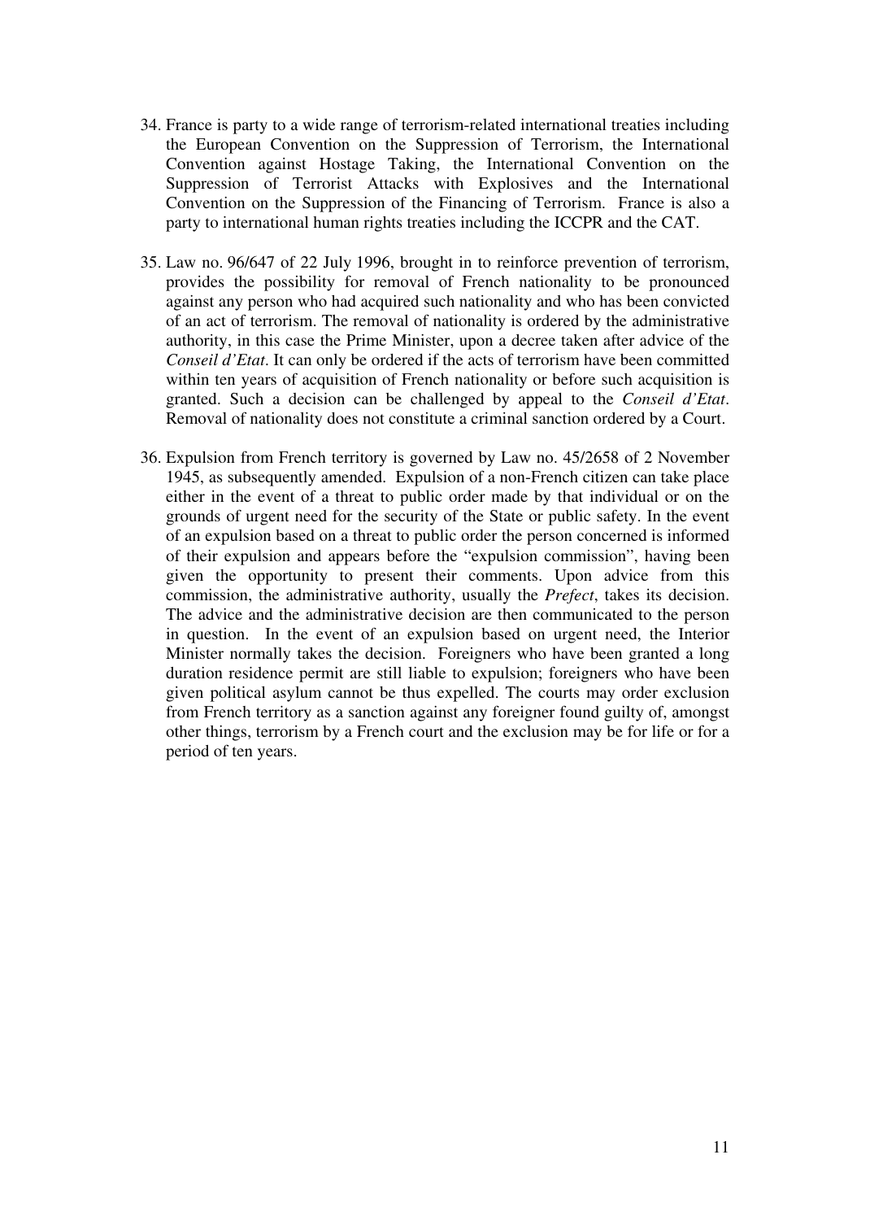34. France is party to a wide range of terrorism-related international treaties including the European Convention on the Suppression of Terrorism, the International Convention against Hostage Taking, the International Convention on the Suppression of Terrorist Attacks with Explosives and the International Convention on the Suppression of the Financing of Terrorism. France is also a party to international human rights treaties including the ICCPR and the CAT.

35. Law no. 96/647 of 22 July 1996, brought in to reinforce prevention of terrorism, provides the possibility for removal of French nationality to be pronounced against any person who had acquired such nationality and who has been convicted of an act of terrorism. The removal of nationality is ordered by the administrative authority, in this case the Prime Minister, upon a decree taken after advice of the *Conseil d'Etat*. It can only be ordered if the acts of terrorism have been committed within ten years of acquisition of French nationality or before such acquisition is granted. Such a decision can be challenged by appeal to the *Conseil d'Etat*. Removal of nationality does not constitute a criminal sanction ordered by a Court.

36. Expulsion from French territory is governed by Law no. 45/2658 of 2 November 1945, as subsequently amended. Expulsion of a non-French citizen can take place either in the event of a threat to public order made by that individual or on the grounds of urgent need for the security of the State or public safety. In the event of an expulsion based on a threat to public order the person concerned is informed of their expulsion and appears before the "expulsion commission", having been given the opportunity to present their comments. Upon advice from this commission, the administrative authority, usually the *Prefect*, takes its decision. The advice and the administrative decision are then communicated to the person in question. In the event of an expulsion based on urgent need, the Interior Minister normally takes the decision. Foreigners who have been granted a long duration residence permit are still liable to expulsion; foreigners who have been given political asylum cannot be thus expelled. The courts may order exclusion from French territory as a sanction against any foreigner found guilty of, amongst other things, terrorism by a French court and the exclusion may be for life or for a period of ten years.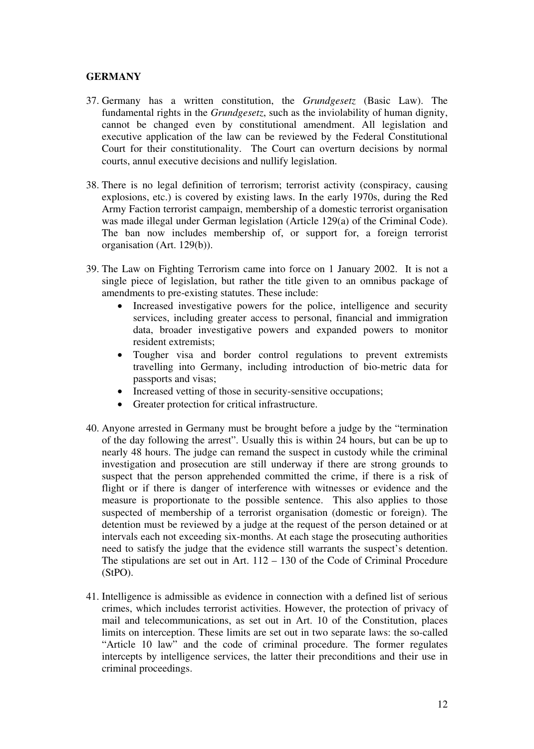## GERMANY

37. Germany has a written constitution, the *Grundgesetz* (Basic Law). The fundamental rights in the *Grundgesetz*, such as the inviolability of human dignity, cannot be changed even by constitutional amendment. All legislation and executive application of the law can be reviewed by the Federal Constitutional Court for their constitutionality. The Court can overturn decisions by normal courts, annul executive decisions and nullify legislation.

38. There is no legal definition of terrorism; terrorist activity (conspiracy, causing explosions, etc.) is covered by existing laws. In the early 1970s, during the Red Army Faction terrorist campaign, membership of a domestic terrorist organisation was made illegal under German legislation (Article 129(a) of the Criminal Code). The ban now includes membership of, or support for, a foreign terrorist organisation (Art. 129(b)).

39. The Law on Fighting Terrorism came into force on 1 January 2002. It is not a single piece of legislation, but rather the title given to an omnibus package of amendments to pre-existing statutes. These include:
    - Increased investigative powers for the police, intelligence and security services, including greater access to personal, financial and immigration data, broader investigative powers and expanded powers to monitor resident extremists;
    - Tougher visa and border control regulations to prevent extremists travelling into Germany, including introduction of bio-metric data for passports and visas;
    - Increased vetting of those in security-sensitive occupations;
    - Greater protection for critical infrastructure.

40. Anyone arrested in Germany must be brought before a judge by the "termination of the day following the arrest". Usually this is within 24 hours, but can be up to nearly 48 hours. The judge can remand the suspect in custody while the criminal investigation and prosecution are still underway if there are strong grounds to suspect that the person apprehended committed the crime, if there is a risk of flight or if there is danger of interference with witnesses or evidence and the measure is proportionate to the possible sentence. This also applies to those suspected of membership of a terrorist organisation (domestic or foreign). The detention must be reviewed by a judge at the request of the person detained or at intervals each not exceeding six-months. At each stage the prosecuting authorities need to satisfy the judge that the evidence still warrants the suspect's detention. The stipulations are set out in Art. 112 – 130 of the Code of Criminal Procedure (StPO).

41. Intelligence is admissible as evidence in connection with a defined list of serious crimes, which includes terrorist activities. However, the protection of privacy of mail and telecommunications, as set out in Art. 10 of the Constitution, places limits on interception. These limits are set out in two separate laws: the so-called "Article 10 law" and the code of criminal procedure. The former regulates intercepts by intelligence services, the latter their preconditions and their use in criminal proceedings.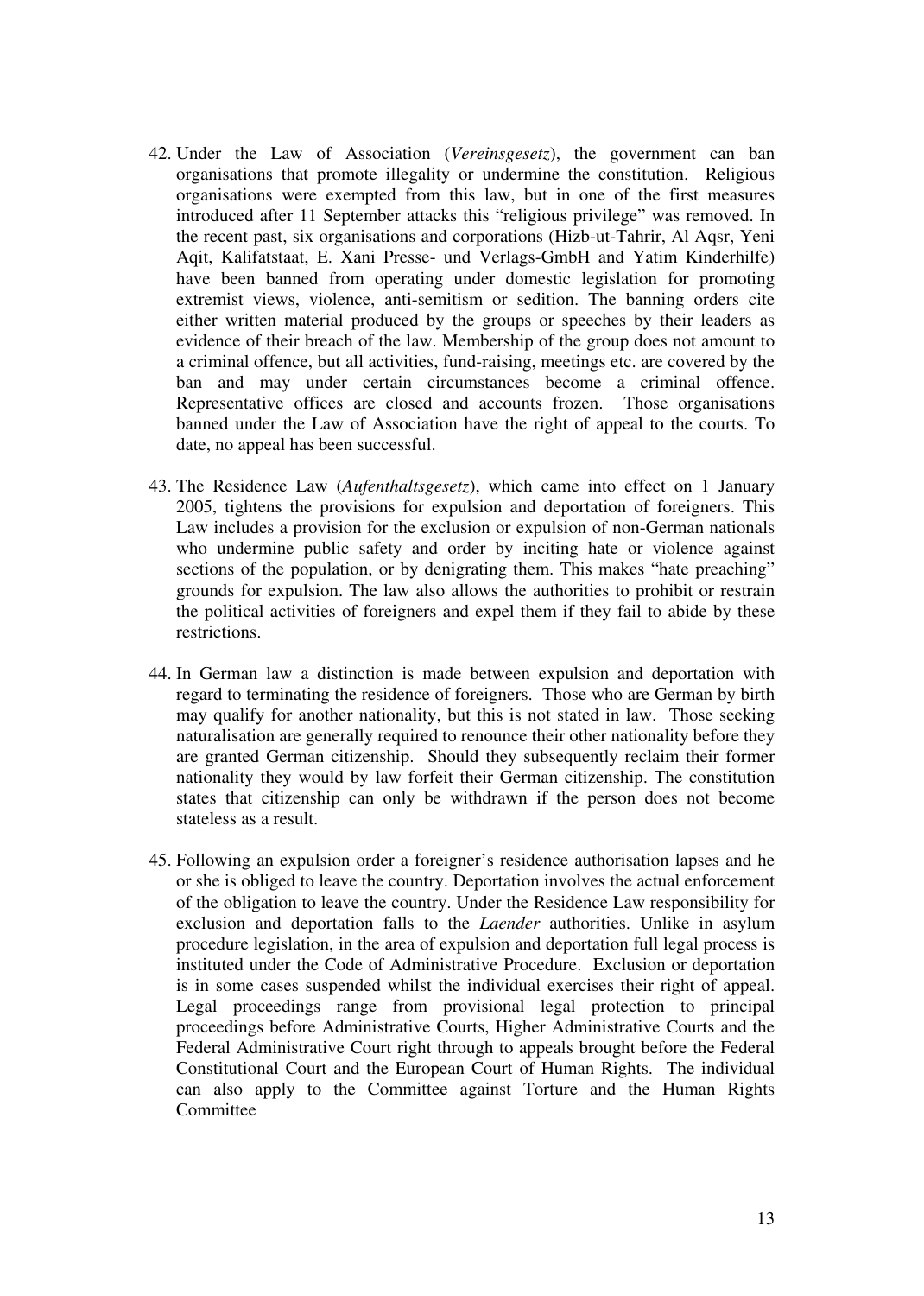42. Under the Law of Association (*Vereinsgesetz*), the government can ban organisations that promote illegality or undermine the constitution. Religious organisations were exempted from this law, but in one of the first measures introduced after 11 September attacks this "religious privilege" was removed. In the recent past, six organisations and corporations (Hizb-ut-Tahrir, Al Aqsr, Yeni Aqit, Kalifatstaat, E. Xani Presse- und Verlags-GmbH and Yatim Kinderhilfe) have been banned from operating under domestic legislation for promoting extremist views, violence, anti-semitism or sedition. The banning orders cite either written material produced by the groups or speeches by their leaders as evidence of their breach of the law. Membership of the group does not amount to a criminal offence, but all activities, fund-raising, meetings etc. are covered by the ban and may under certain circumstances become a criminal offence. Representative offices are closed and accounts frozen. Those organisations banned under the Law of Association have the right of appeal to the courts. To date, no appeal has been successful.

43. The Residence Law (*Aufenthaltsgesetz*), which came into effect on 1 January 2005, tightens the provisions for expulsion and deportation of foreigners. This Law includes a provision for the exclusion or expulsion of non-German nationals who undermine public safety and order by inciting hate or violence against sections of the population, or by denigrating them. This makes "hate preaching" grounds for expulsion. The law also allows the authorities to prohibit or restrain the political activities of foreigners and expel them if they fail to abide by these restrictions.

44. In German law a distinction is made between expulsion and deportation with regard to terminating the residence of foreigners. Those who are German by birth may qualify for another nationality, but this is not stated in law. Those seeking naturalisation are generally required to renounce their other nationality before they are granted German citizenship. Should they subsequently reclaim their former nationality they would by law forfeit their German citizenship. The constitution states that citizenship can only be withdrawn if the person does not become stateless as a result.

45. Following an expulsion order a foreigner's residence authorisation lapses and he or she is obliged to leave the country. Deportation involves the actual enforcement of the obligation to leave the country. Under the Residence Law responsibility for exclusion and deportation falls to the *Laender* authorities. Unlike in asylum procedure legislation, in the area of expulsion and deportation full legal process is instituted under the Code of Administrative Procedure. Exclusion or deportation is in some cases suspended whilst the individual exercises their right of appeal. Legal proceedings range from provisional legal protection to principal proceedings before Administrative Courts, Higher Administrative Courts and the Federal Administrative Court right through to appeals brought before the Federal Constitutional Court and the European Court of Human Rights. The individual can also apply to the Committee against Torture and the Human Rights Committee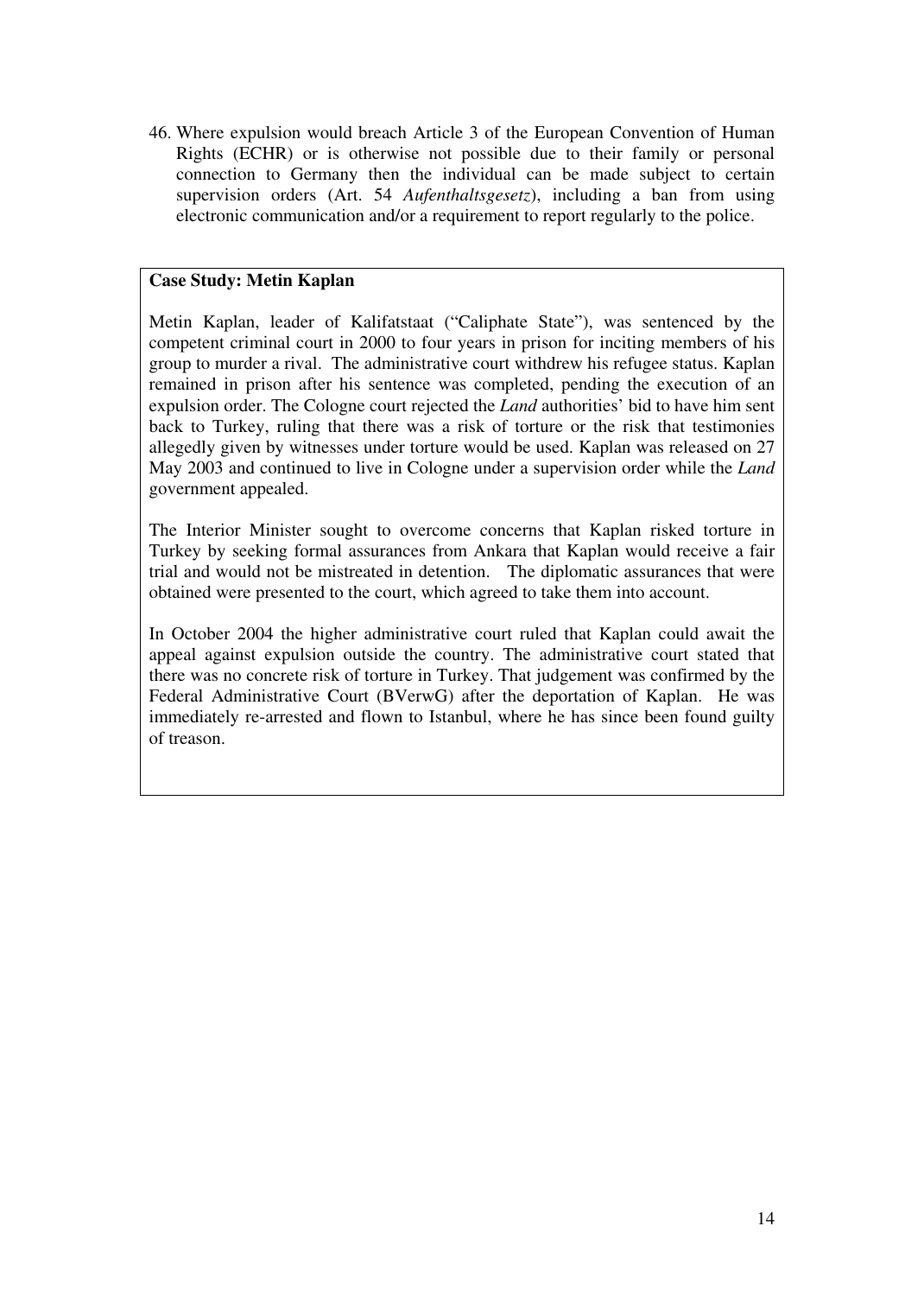46. Where expulsion would breach Article 3 of the European Convention of Human Rights (ECHR) or is otherwise not possible due to their family or personal connection to Germany then the individual can be made subject to certain supervision orders (Art. 54 *Aufenthaltsgesetz*), including a ban from using electronic communication and/or a requirement to report regularly to the police.

**Case Study: Metin Kaplan**

Metin Kaplan, leader of Kalifatstaat ("Caliphate State"), was sentenced by the competent criminal court in 2000 to four years in prison for inciting members of his group to murder a rival. The administrative court withdrew his refugee status. Kaplan remained in prison after his sentence was completed, pending the execution of an expulsion order. The Cologne court rejected the *Land* authorities' bid to have him sent back to Turkey, ruling that there was a risk of torture or the risk that testimonies allegedly given by witnesses under torture would be used. Kaplan was released on 27 May 2003 and continued to live in Cologne under a supervision order while the *Land* government appealed.

The Interior Minister sought to overcome concerns that Kaplan risked torture in Turkey by seeking formal assurances from Ankara that Kaplan would receive a fair trial and would not be mistreated in detention. The diplomatic assurances that were obtained were presented to the court, which agreed to take them into account.

In October 2004 the higher administrative court ruled that Kaplan could await the appeal against expulsion outside the country. The administrative court stated that there was no concrete risk of torture in Turkey. That judgement was confirmed by the Federal Administrative Court (BVerwG) after the deportation of Kaplan. He was immediately re-arrested and flown to Istanbul, where he has since been found guilty of treason.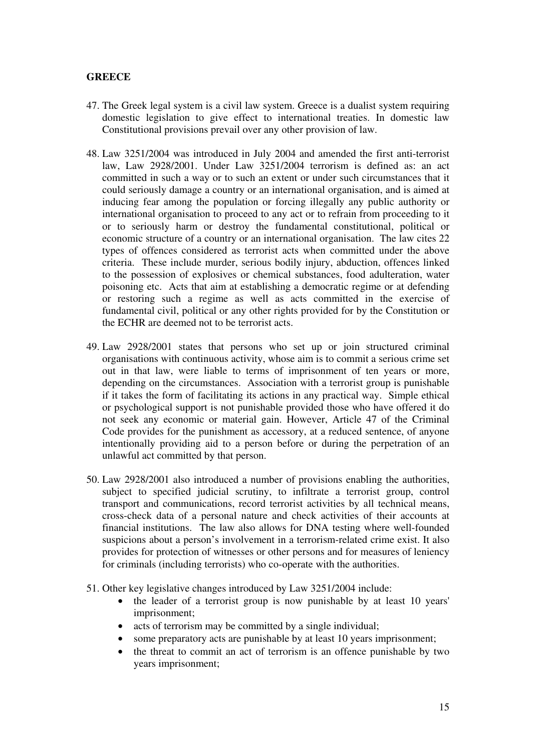**GREECE**

47. The Greek legal system is a civil law system. Greece is a dualist system requiring domestic legislation to give effect to international treaties. In domestic law Constitutional provisions prevail over any other provision of law.

48. Law 3251/2004 was introduced in July 2004 and amended the first anti-terrorist law, Law 2928/2001. Under Law 3251/2004 terrorism is defined as: an act committed in such a way or to such an extent or under such circumstances that it could seriously damage a country or an international organisation, and is aimed at inducing fear among the population or forcing illegally any public authority or international organisation to proceed to any act or to refrain from proceeding to it or to seriously harm or destroy the fundamental constitutional, political or economic structure of a country or an international organisation. The law cites 22 types of offences considered as terrorist acts when committed under the above criteria. These include murder, serious bodily injury, abduction, offences linked to the possession of explosives or chemical substances, food adulteration, water poisoning etc. Acts that aim at establishing a democratic regime or at defending or restoring such a regime as well as acts committed in the exercise of fundamental civil, political or any other rights provided for by the Constitution or the ECHR are deemed not to be terrorist acts.

49. Law 2928/2001 states that persons who set up or join structured criminal organisations with continuous activity, whose aim is to commit a serious crime set out in that law, were liable to terms of imprisonment of ten years or more, depending on the circumstances. Association with a terrorist group is punishable if it takes the form of facilitating its actions in any practical way. Simple ethical or psychological support is not punishable provided those who have offered it do not seek any economic or material gain. However, Article 47 of the Criminal Code provides for the punishment as accessory, at a reduced sentence, of anyone intentionally providing aid to a person before or during the perpetration of an unlawful act committed by that person.

50. Law 2928/2001 also introduced a number of provisions enabling the authorities, subject to specified judicial scrutiny, to infiltrate a terrorist group, control transport and communications, record terrorist activities by all technical means, cross-check data of a personal nature and check activities of their accounts at financial institutions. The law also allows for DNA testing where well-founded suspicions about a person's involvement in a terrorism-related crime exist. It also provides for protection of witnesses or other persons and for measures of leniency for criminals (including terrorists) who co-operate with the authorities.

51. Other key legislative changes introduced by Law 3251/2004 include:
    - the leader of a terrorist group is now punishable by at least 10 years' imprisonment;
    - acts of terrorism may be committed by a single individual;
    - some preparatory acts are punishable by at least 10 years imprisonment;
    - the threat to commit an act of terrorism is an offence punishable by two years imprisonment;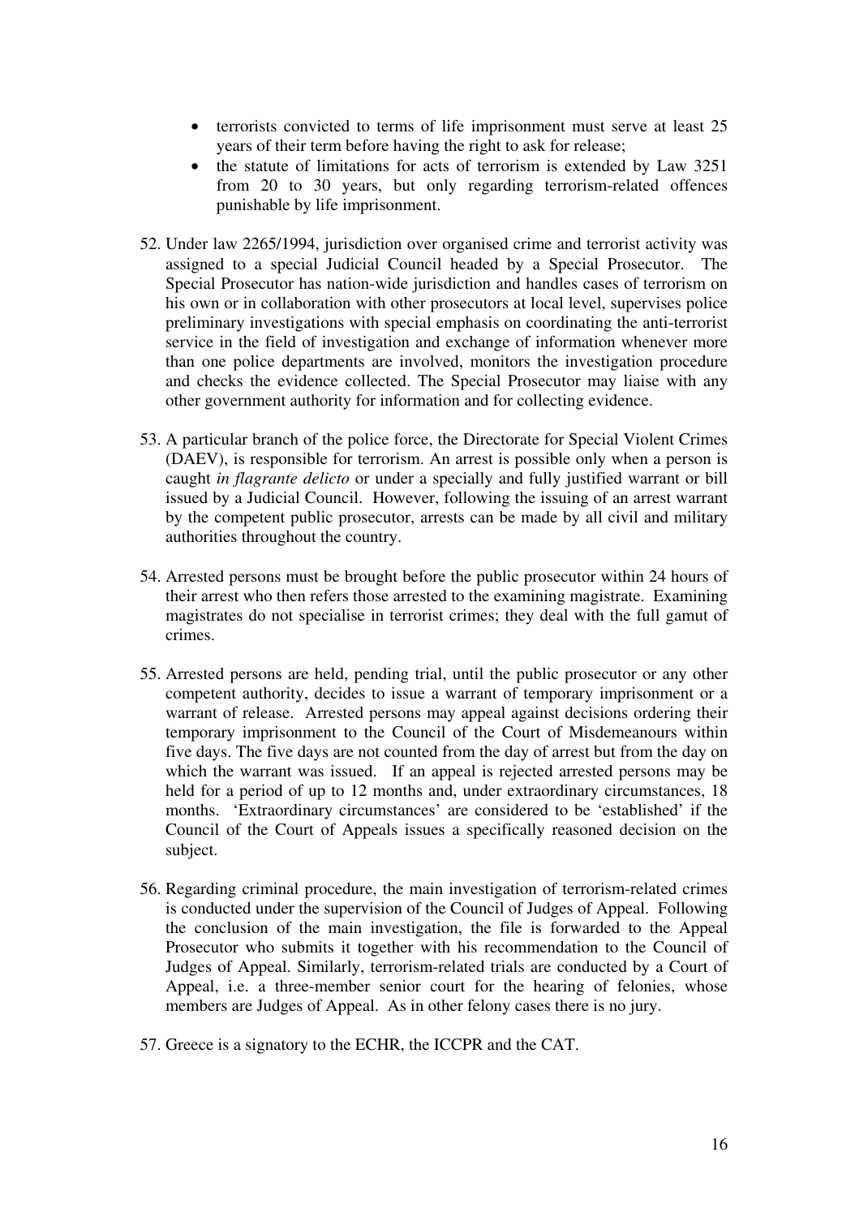- terrorists convicted to terms of life imprisonment must serve at least 25 years of their term before having the right to ask for release;
- the statute of limitations for acts of terrorism is extended by Law 3251 from 20 to 30 years, but only regarding terrorism-related offences punishable by life imprisonment.

52. Under law 2265/1994, jurisdiction over organised crime and terrorist activity was assigned to a special Judicial Council headed by a Special Prosecutor. The Special Prosecutor has nation-wide jurisdiction and handles cases of terrorism on his own or in collaboration with other prosecutors at local level, supervises police preliminary investigations with special emphasis on coordinating the anti-terrorist service in the field of investigation and exchange of information whenever more than one police departments are involved, monitors the investigation procedure and checks the evidence collected. The Special Prosecutor may liaise with any other government authority for information and for collecting evidence.

53. A particular branch of the police force, the Directorate for Special Violent Crimes (DAEV), is responsible for terrorism. An arrest is possible only when a person is caught *in flagrante delicto* or under a specially and fully justified warrant or bill issued by a Judicial Council. However, following the issuing of an arrest warrant by the competent public prosecutor, arrests can be made by all civil and military authorities throughout the country.

54. Arrested persons must be brought before the public prosecutor within 24 hours of their arrest who then refers those arrested to the examining magistrate. Examining magistrates do not specialise in terrorist crimes; they deal with the full gamut of crimes.

55. Arrested persons are held, pending trial, until the public prosecutor or any other competent authority, decides to issue a warrant of temporary imprisonment or a warrant of release. Arrested persons may appeal against decisions ordering their temporary imprisonment to the Council of the Court of Misdemeanours within five days. The five days are not counted from the day of arrest but from the day on which the warrant was issued. If an appeal is rejected arrested persons may be held for a period of up to 12 months and, under extraordinary circumstances, 18 months. 'Extraordinary circumstances' are considered to be 'established' if the Council of the Court of Appeals issues a specifically reasoned decision on the subject.

56. Regarding criminal procedure, the main investigation of terrorism-related crimes is conducted under the supervision of the Council of Judges of Appeal. Following the conclusion of the main investigation, the file is forwarded to the Appeal Prosecutor who submits it together with his recommendation to the Council of Judges of Appeal. Similarly, terrorism-related trials are conducted by a Court of Appeal, i.e. a three-member senior court for the hearing of felonies, whose members are Judges of Appeal. As in other felony cases there is no jury.

57. Greece is a signatory to the ECHR, the ICCPR and the CAT.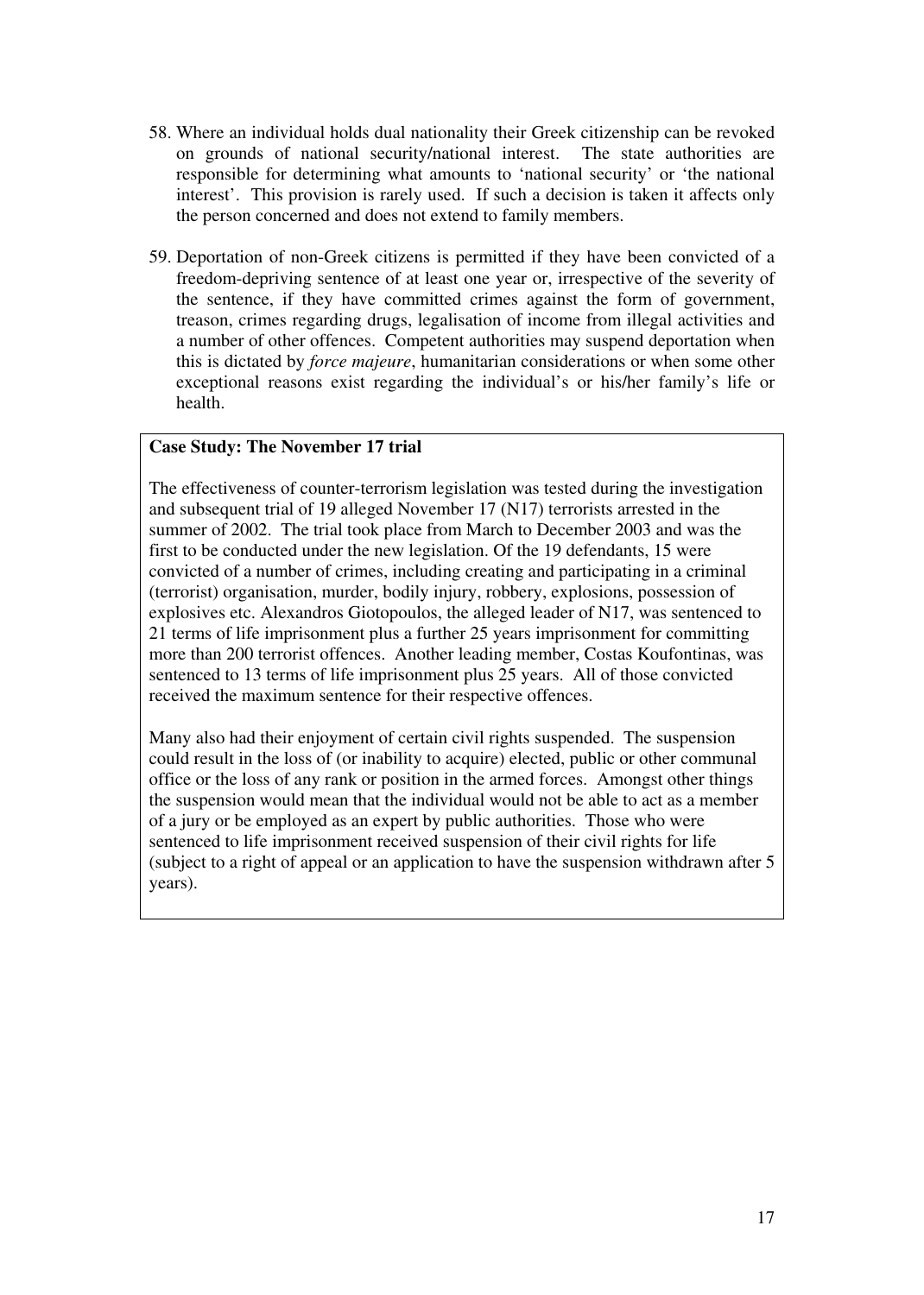58. Where an individual holds dual nationality their Greek citizenship can be revoked on grounds of national security/national interest. The state authorities are responsible for determining what amounts to 'national security' or 'the national interest'. This provision is rarely used. If such a decision is taken it affects only the person concerned and does not extend to family members.

59. Deportation of non-Greek citizens is permitted if they have been convicted of a freedom-depriving sentence of at least one year or, irrespective of the severity of the sentence, if they have committed crimes against the form of government, treason, crimes regarding drugs, legalisation of income from illegal activities and a number of other offences. Competent authorities may suspend deportation when this is dictated by *force majeure*, humanitarian considerations or when some other exceptional reasons exist regarding the individual's or his/her family's life or health.

**Case Study: The November 17 trial**

The effectiveness of counter-terrorism legislation was tested during the investigation and subsequent trial of 19 alleged November 17 (N17) terrorists arrested in the summer of 2002. The trial took place from March to December 2003 and was the first to be conducted under the new legislation. Of the 19 defendants, 15 were convicted of a number of crimes, including creating and participating in a criminal (terrorist) organisation, murder, bodily injury, robbery, explosions, possession of explosives etc. Alexandros Giotopoulos, the alleged leader of N17, was sentenced to 21 terms of life imprisonment plus a further 25 years imprisonment for committing more than 200 terrorist offences. Another leading member, Costas Koufontinas, was sentenced to 13 terms of life imprisonment plus 25 years. All of those convicted received the maximum sentence for their respective offences.

Many also had their enjoyment of certain civil rights suspended. The suspension could result in the loss of (or inability to acquire) elected, public or other communal office or the loss of any rank or position in the armed forces. Amongst other things the suspension would mean that the individual would not be able to act as a member of a jury or be employed as an expert by public authorities. Those who were sentenced to life imprisonment received suspension of their civil rights for life (subject to a right of appeal or an application to have the suspension withdrawn after 5 years).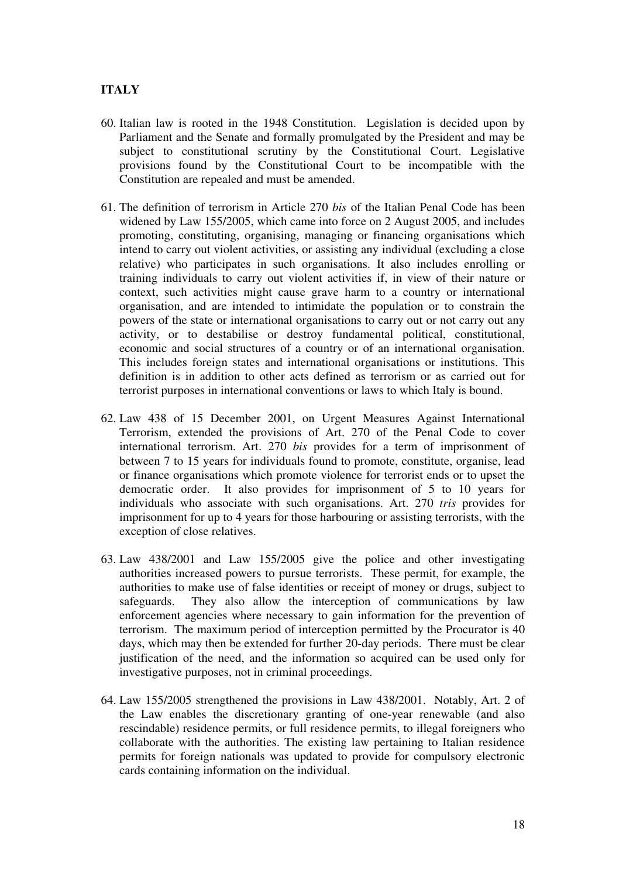**ITALY**

60. Italian law is rooted in the 1948 Constitution. Legislation is decided upon by Parliament and the Senate and formally promulgated by the President and may be subject to constitutional scrutiny by the Constitutional Court. Legislative provisions found by the Constitutional Court to be incompatible with the Constitution are repealed and must be amended.

61. The definition of terrorism in Article 270 *bis* of the Italian Penal Code has been widened by Law 155/2005, which came into force on 2 August 2005, and includes promoting, constituting, organising, managing or financing organisations which intend to carry out violent activities, or assisting any individual (excluding a close relative) who participates in such organisations. It also includes enrolling or training individuals to carry out violent activities if, in view of their nature or context, such activities might cause grave harm to a country or international organisation, and are intended to intimidate the population or to constrain the powers of the state or international organisations to carry out or not carry out any activity, or to destabilise or destroy fundamental political, constitutional, economic and social structures of a country or of an international organisation. This includes foreign states and international organisations or institutions. This definition is in addition to other acts defined as terrorism or as carried out for terrorist purposes in international conventions or laws to which Italy is bound.

62. Law 438 of 15 December 2001, on Urgent Measures Against International Terrorism, extended the provisions of Art. 270 of the Penal Code to cover international terrorism. Art. 270 *bis* provides for a term of imprisonment of between 7 to 15 years for individuals found to promote, constitute, organise, lead or finance organisations which promote violence for terrorist ends or to upset the democratic order. It also provides for imprisonment of 5 to 10 years for individuals who associate with such organisations. Art. 270 *tris* provides for imprisonment for up to 4 years for those harbouring or assisting terrorists, with the exception of close relatives.

63. Law 438/2001 and Law 155/2005 give the police and other investigating authorities increased powers to pursue terrorists. These permit, for example, the authorities to make use of false identities or receipt of money or drugs, subject to safeguards. They also allow the interception of communications by law enforcement agencies where necessary to gain information for the prevention of terrorism. The maximum period of interception permitted by the Procurator is 40 days, which may then be extended for further 20-day periods. There must be clear justification of the need, and the information so acquired can be used only for investigative purposes, not in criminal proceedings.

64. Law 155/2005 strengthened the provisions in Law 438/2001. Notably, Art. 2 of the Law enables the discretionary granting of one-year renewable (and also rescindable) residence permits, or full residence permits, to illegal foreigners who collaborate with the authorities. The existing law pertaining to Italian residence permits for foreign nationals was updated to provide for compulsory electronic cards containing information on the individual.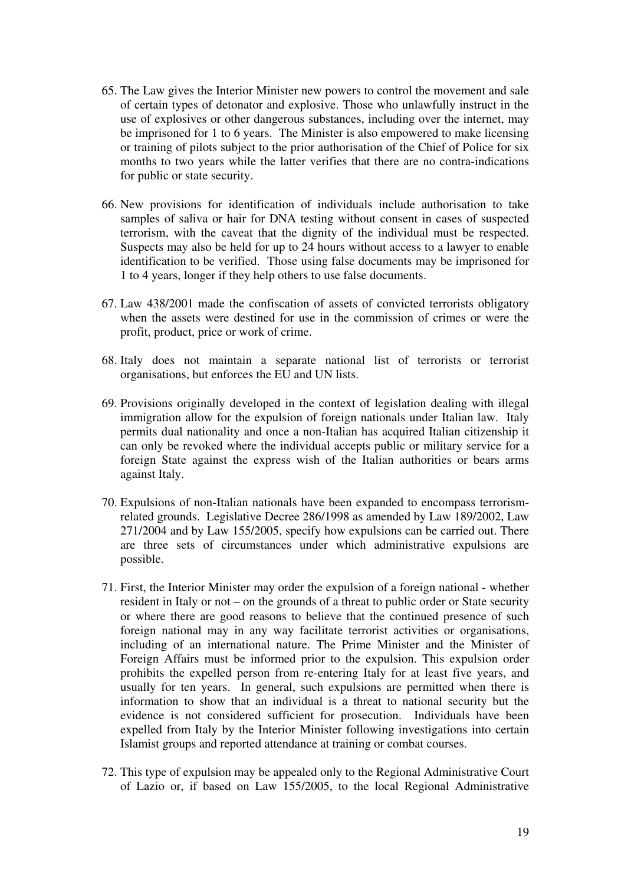65. The Law gives the Interior Minister new powers to control the movement and sale of certain types of detonator and explosive. Those who unlawfully instruct in the use of explosives or other dangerous substances, including over the internet, may be imprisoned for 1 to 6 years. The Minister is also empowered to make licensing or training of pilots subject to the prior authorisation of the Chief of Police for six months to two years while the latter verifies that there are no contra-indications for public or state security.

66. New provisions for identification of individuals include authorisation to take samples of saliva or hair for DNA testing without consent in cases of suspected terrorism, with the caveat that the dignity of the individual must be respected. Suspects may also be held for up to 24 hours without access to a lawyer to enable identification to be verified. Those using false documents may be imprisoned for 1 to 4 years, longer if they help others to use false documents.

67. Law 438/2001 made the confiscation of assets of convicted terrorists obligatory when the assets were destined for use in the commission of crimes or were the profit, product, price or work of crime.

68. Italy does not maintain a separate national list of terrorists or terrorist organisations, but enforces the EU and UN lists.

69. Provisions originally developed in the context of legislation dealing with illegal immigration allow for the expulsion of foreign nationals under Italian law. Italy permits dual nationality and once a non-Italian has acquired Italian citizenship it can only be revoked where the individual accepts public or military service for a foreign State against the express wish of the Italian authorities or bears arms against Italy.

70. Expulsions of non-Italian nationals have been expanded to encompass terrorism-related grounds. Legislative Decree 286/1998 as amended by Law 189/2002, Law 271/2004 and by Law 155/2005, specify how expulsions can be carried out. There are three sets of circumstances under which administrative expulsions are possible.

71. First, the Interior Minister may order the expulsion of a foreign national - whether resident in Italy or not – on the grounds of a threat to public order or State security or where there are good reasons to believe that the continued presence of such foreign national may in any way facilitate terrorist activities or organisations, including of an international nature. The Prime Minister and the Minister of Foreign Affairs must be informed prior to the expulsion. This expulsion order prohibits the expelled person from re-entering Italy for at least five years, and usually for ten years. In general, such expulsions are permitted when there is information to show that an individual is a threat to national security but the evidence is not considered sufficient for prosecution. Individuals have been expelled from Italy by the Interior Minister following investigations into certain Islamist groups and reported attendance at training or combat courses.

72. This type of expulsion may be appealed only to the Regional Administrative Court of Lazio or, if based on Law 155/2005, to the local Regional Administrative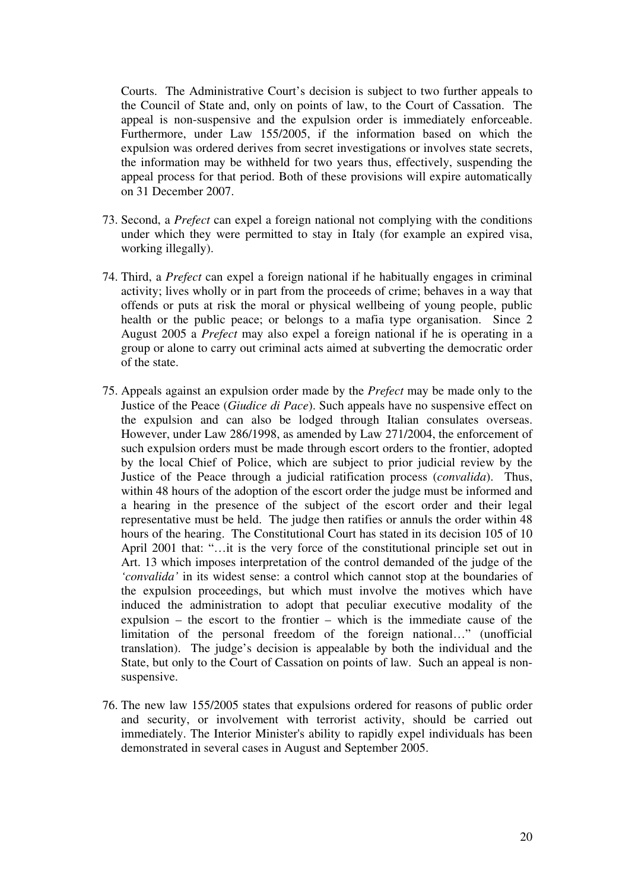Courts. The Administrative Court's decision is subject to two further appeals to the Council of State and, only on points of law, to the Court of Cassation. The appeal is non-suspensive and the expulsion order is immediately enforceable. Furthermore, under Law 155/2005, if the information based on which the expulsion was ordered derives from secret investigations or involves state secrets, the information may be withheld for two years thus, effectively, suspending the appeal process for that period. Both of these provisions will expire automatically on 31 December 2007.

73. Second, a *Prefect* can expel a foreign national not complying with the conditions under which they were permitted to stay in Italy (for example an expired visa, working illegally).

74. Third, a *Prefect* can expel a foreign national if he habitually engages in criminal activity; lives wholly or in part from the proceeds of crime; behaves in a way that offends or puts at risk the moral or physical wellbeing of young people, public health or the public peace; or belongs to a mafia type organisation. Since 2 August 2005 a *Prefect* may also expel a foreign national if he is operating in a group or alone to carry out criminal acts aimed at subverting the democratic order of the state.

75. Appeals against an expulsion order made by the *Prefect* may be made only to the Justice of the Peace (*Giudice di Pace*). Such appeals have no suspensive effect on the expulsion and can also be lodged through Italian consulates overseas. However, under Law 286/1998, as amended by Law 271/2004, the enforcement of such expulsion orders must be made through escort orders to the frontier, adopted by the local Chief of Police, which are subject to prior judicial review by the Justice of the Peace through a judicial ratification process (*convalida*). Thus, within 48 hours of the adoption of the escort order the judge must be informed and a hearing in the presence of the subject of the escort order and their legal representative must be held. The judge then ratifies or annuls the order within 48 hours of the hearing. The Constitutional Court has stated in its decision 105 of 10 April 2001 that: "…it is the very force of the constitutional principle set out in Art. 13 which imposes interpretation of the control demanded of the judge of the *'convalida'* in its widest sense: a control which cannot stop at the boundaries of the expulsion proceedings, but which must involve the motives which have induced the administration to adopt that peculiar executive modality of the expulsion – the escort to the frontier – which is the immediate cause of the limitation of the personal freedom of the foreign national…" (unofficial translation). The judge's decision is appealable by both the individual and the State, but only to the Court of Cassation on points of law. Such an appeal is non-suspensive.

76. The new law 155/2005 states that expulsions ordered for reasons of public order and security, or involvement with terrorist activity, should be carried out immediately. The Interior Minister's ability to rapidly expel individuals has been demonstrated in several cases in August and September 2005.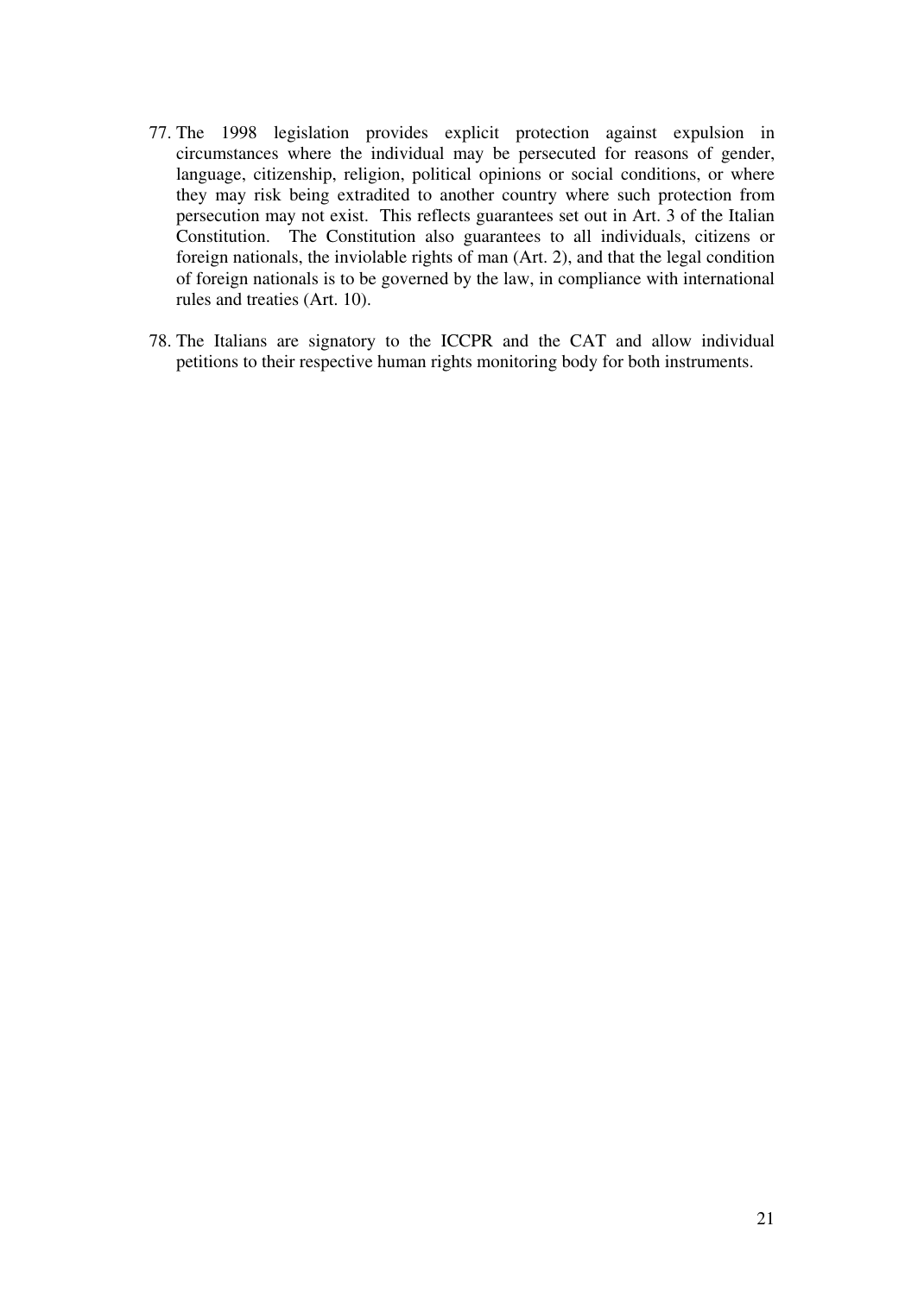77. The 1998 legislation provides explicit protection against expulsion in circumstances where the individual may be persecuted for reasons of gender, language, citizenship, religion, political opinions or social conditions, or where they may risk being extradited to another country where such protection from persecution may not exist. This reflects guarantees set out in Art. 3 of the Italian Constitution. The Constitution also guarantees to all individuals, citizens or foreign nationals, the inviolable rights of man (Art. 2), and that the legal condition of foreign nationals is to be governed by the law, in compliance with international rules and treaties (Art. 10).

78. The Italians are signatory to the ICCPR and the CAT and allow individual petitions to their respective human rights monitoring body for both instruments.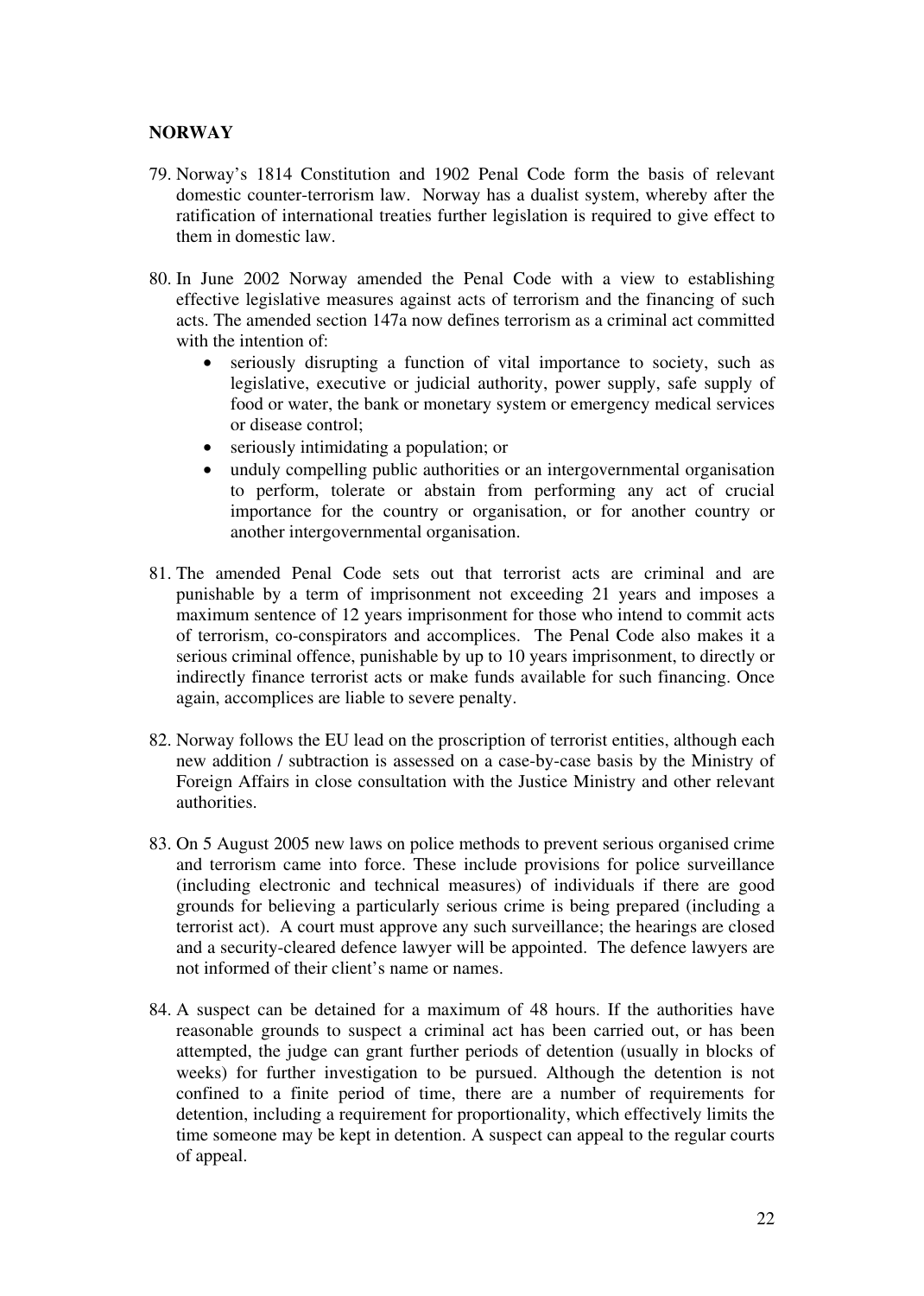## NORWAY

79. Norway's 1814 Constitution and 1902 Penal Code form the basis of relevant domestic counter-terrorism law. Norway has a dualist system, whereby after the ratification of international treaties further legislation is required to give effect to them in domestic law.

80. In June 2002 Norway amended the Penal Code with a view to establishing effective legislative measures against acts of terrorism and the financing of such acts. The amended section 147a now defines terrorism as a criminal act committed with the intention of:
    - seriously disrupting a function of vital importance to society, such as legislative, executive or judicial authority, power supply, safe supply of food or water, the bank or monetary system or emergency medical services or disease control;
    - seriously intimidating a population; or
    - unduly compelling public authorities or an intergovernmental organisation to perform, tolerate or abstain from performing any act of crucial importance for the country or organisation, or for another country or another intergovernmental organisation.

81. The amended Penal Code sets out that terrorist acts are criminal and are punishable by a term of imprisonment not exceeding 21 years and imposes a maximum sentence of 12 years imprisonment for those who intend to commit acts of terrorism, co-conspirators and accomplices. The Penal Code also makes it a serious criminal offence, punishable by up to 10 years imprisonment, to directly or indirectly finance terrorist acts or make funds available for such financing. Once again, accomplices are liable to severe penalty.

82. Norway follows the EU lead on the proscription of terrorist entities, although each new addition / subtraction is assessed on a case-by-case basis by the Ministry of Foreign Affairs in close consultation with the Justice Ministry and other relevant authorities.

83. On 5 August 2005 new laws on police methods to prevent serious organised crime and terrorism came into force. These include provisions for police surveillance (including electronic and technical measures) of individuals if there are good grounds for believing a particularly serious crime is being prepared (including a terrorist act). A court must approve any such surveillance; the hearings are closed and a security-cleared defence lawyer will be appointed. The defence lawyers are not informed of their client's name or names.

84. A suspect can be detained for a maximum of 48 hours. If the authorities have reasonable grounds to suspect a criminal act has been carried out, or has been attempted, the judge can grant further periods of detention (usually in blocks of weeks) for further investigation to be pursued. Although the detention is not confined to a finite period of time, there are a number of requirements for detention, including a requirement for proportionality, which effectively limits the time someone may be kept in detention. A suspect can appeal to the regular courts of appeal.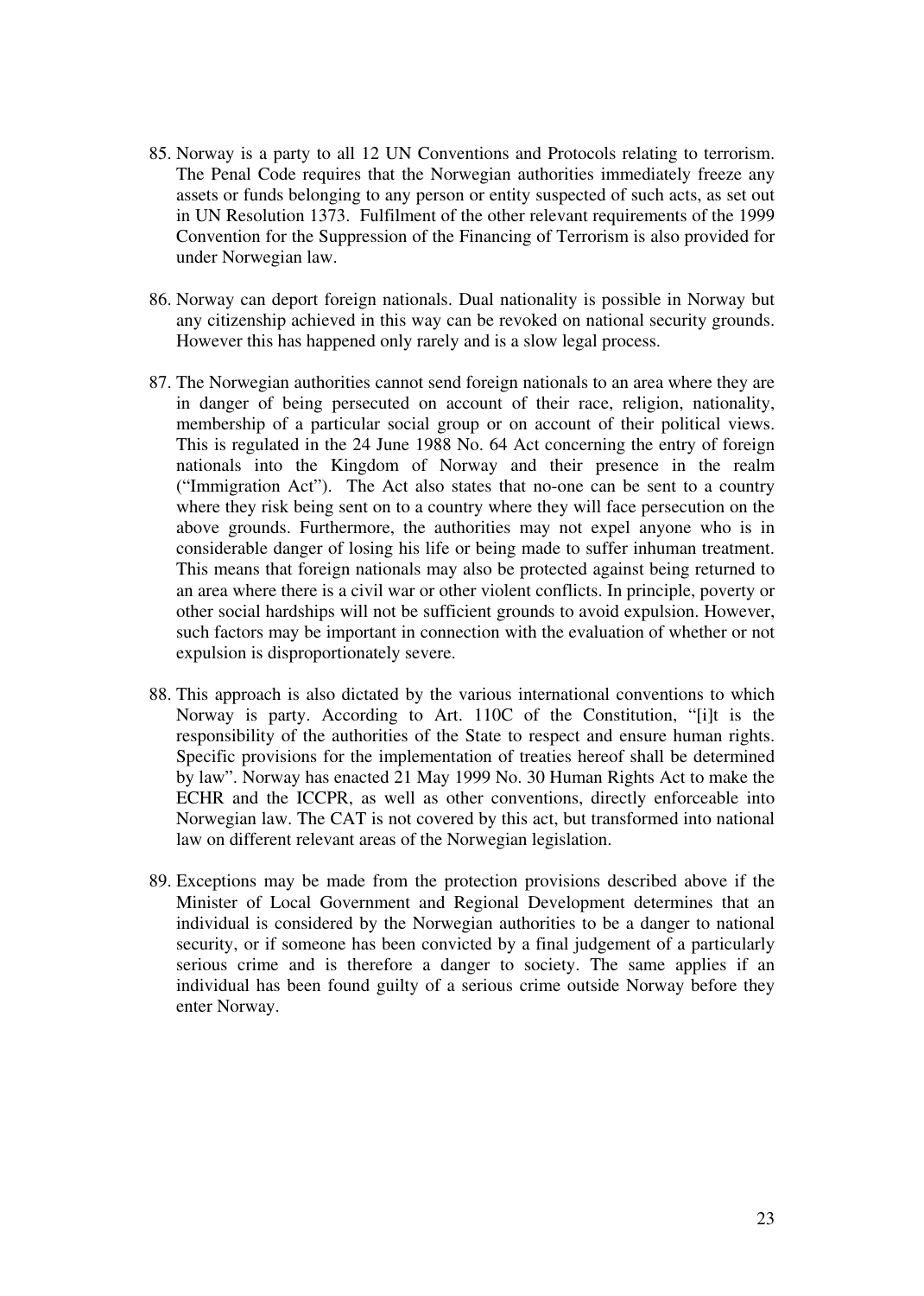85. Norway is a party to all 12 UN Conventions and Protocols relating to terrorism. The Penal Code requires that the Norwegian authorities immediately freeze any assets or funds belonging to any person or entity suspected of such acts, as set out in UN Resolution 1373. Fulfilment of the other relevant requirements of the 1999 Convention for the Suppression of the Financing of Terrorism is also provided for under Norwegian law.

86. Norway can deport foreign nationals. Dual nationality is possible in Norway but any citizenship achieved in this way can be revoked on national security grounds. However this has happened only rarely and is a slow legal process.

87. The Norwegian authorities cannot send foreign nationals to an area where they are in danger of being persecuted on account of their race, religion, nationality, membership of a particular social group or on account of their political views. This is regulated in the 24 June 1988 No. 64 Act concerning the entry of foreign nationals into the Kingdom of Norway and their presence in the realm ("Immigration Act"). The Act also states that no-one can be sent to a country where they risk being sent on to a country where they will face persecution on the above grounds. Furthermore, the authorities may not expel anyone who is in considerable danger of losing his life or being made to suffer inhuman treatment. This means that foreign nationals may also be protected against being returned to an area where there is a civil war or other violent conflicts. In principle, poverty or other social hardships will not be sufficient grounds to avoid expulsion. However, such factors may be important in connection with the evaluation of whether or not expulsion is disproportionately severe.

88. This approach is also dictated by the various international conventions to which Norway is party. According to Art. 110C of the Constitution, "[i]t is the responsibility of the authorities of the State to respect and ensure human rights. Specific provisions for the implementation of treaties hereof shall be determined by law". Norway has enacted 21 May 1999 No. 30 Human Rights Act to make the ECHR and the ICCPR, as well as other conventions, directly enforceable into Norwegian law. The CAT is not covered by this act, but transformed into national law on different relevant areas of the Norwegian legislation.

89. Exceptions may be made from the protection provisions described above if the Minister of Local Government and Regional Development determines that an individual is considered by the Norwegian authorities to be a danger to national security, or if someone has been convicted by a final judgement of a particularly serious crime and is therefore a danger to society. The same applies if an individual has been found guilty of a serious crime outside Norway before they enter Norway.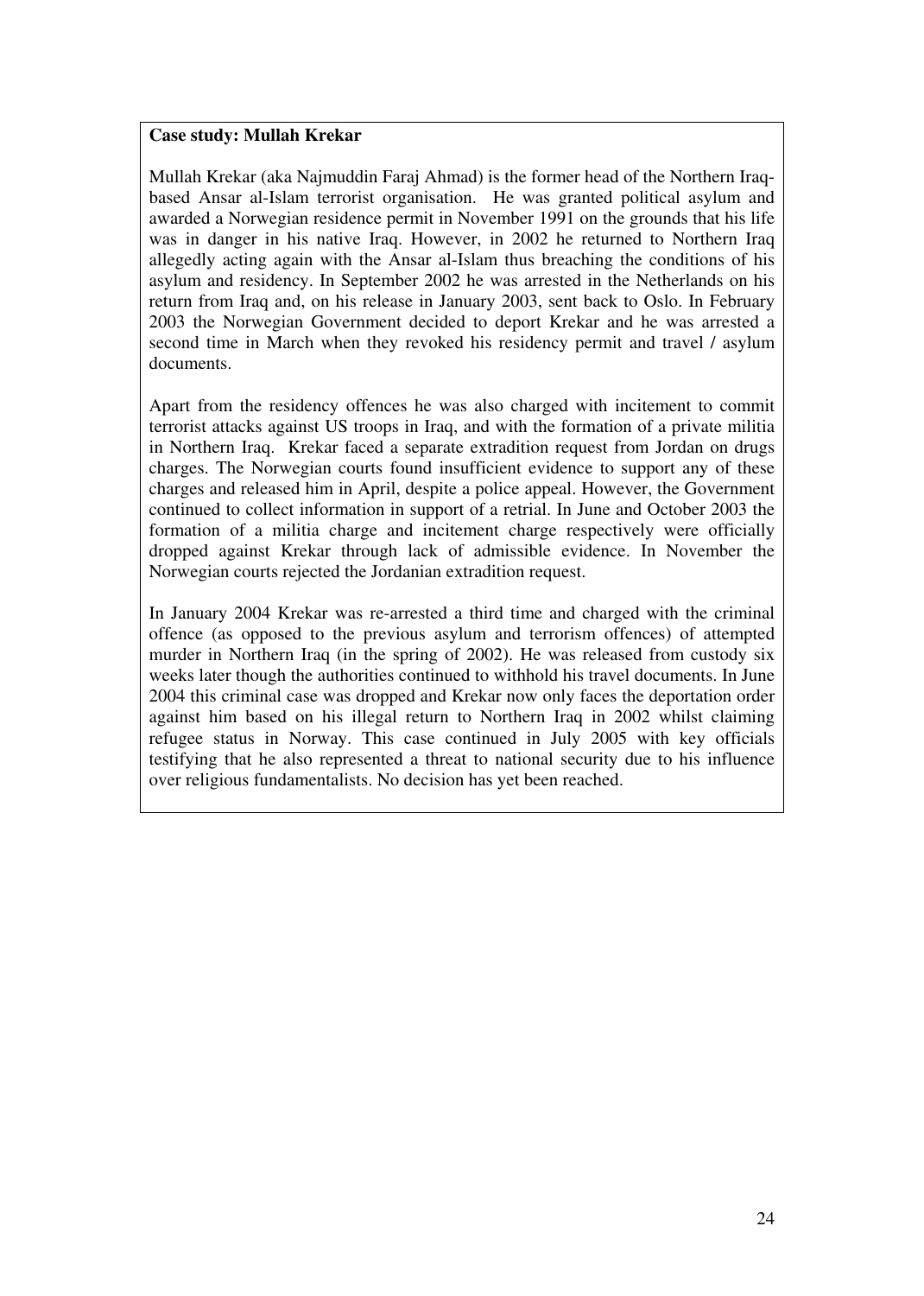**Case study: Mullah Krekar**

Mullah Krekar (aka Najmuddin Faraj Ahmad) is the former head of the Northern Iraq-based Ansar al-Islam terrorist organisation. He was granted political asylum and awarded a Norwegian residence permit in November 1991 on the grounds that his life was in danger in his native Iraq. However, in 2002 he returned to Northern Iraq allegedly acting again with the Ansar al-Islam thus breaching the conditions of his asylum and residency. In September 2002 he was arrested in the Netherlands on his return from Iraq and, on his release in January 2003, sent back to Oslo. In February 2003 the Norwegian Government decided to deport Krekar and he was arrested a second time in March when they revoked his residency permit and travel / asylum documents.

Apart from the residency offences he was also charged with incitement to commit terrorist attacks against US troops in Iraq, and with the formation of a private militia in Northern Iraq. Krekar faced a separate extradition request from Jordan on drugs charges. The Norwegian courts found insufficient evidence to support any of these charges and released him in April, despite a police appeal. However, the Government continued to collect information in support of a retrial. In June and October 2003 the formation of a militia charge and incitement charge respectively were officially dropped against Krekar through lack of admissible evidence. In November the Norwegian courts rejected the Jordanian extradition request.

In January 2004 Krekar was re-arrested a third time and charged with the criminal offence (as opposed to the previous asylum and terrorism offences) of attempted murder in Northern Iraq (in the spring of 2002). He was released from custody six weeks later though the authorities continued to withhold his travel documents. In June 2004 this criminal case was dropped and Krekar now only faces the deportation order against him based on his illegal return to Northern Iraq in 2002 whilst claiming refugee status in Norway. This case continued in July 2005 with key officials testifying that he also represented a threat to national security due to his influence over religious fundamentalists. No decision has yet been reached.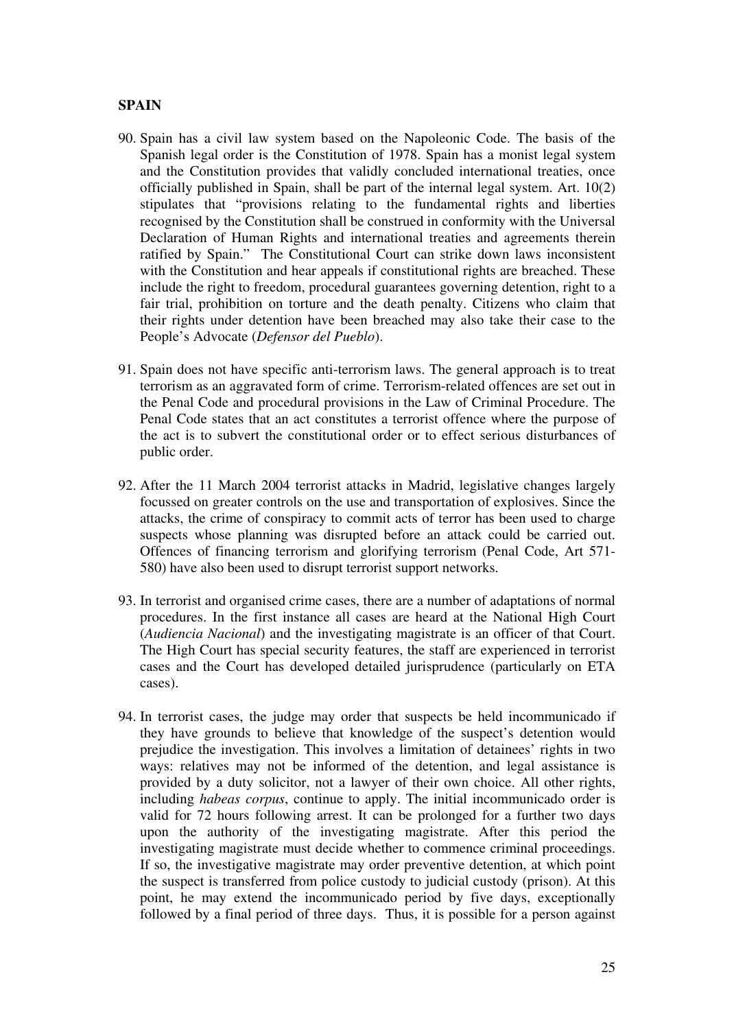## SPAIN

90. Spain has a civil law system based on the Napoleonic Code. The basis of the Spanish legal order is the Constitution of 1978. Spain has a monist legal system and the Constitution provides that validly concluded international treaties, once officially published in Spain, shall be part of the internal legal system. Art. 10(2) stipulates that "provisions relating to the fundamental rights and liberties recognised by the Constitution shall be construed in conformity with the Universal Declaration of Human Rights and international treaties and agreements therein ratified by Spain." The Constitutional Court can strike down laws inconsistent with the Constitution and hear appeals if constitutional rights are breached. These include the right to freedom, procedural guarantees governing detention, right to a fair trial, prohibition on torture and the death penalty. Citizens who claim that their rights under detention have been breached may also take their case to the People's Advocate (*Defensor del Pueblo*).

91. Spain does not have specific anti-terrorism laws. The general approach is to treat terrorism as an aggravated form of crime. Terrorism-related offences are set out in the Penal Code and procedural provisions in the Law of Criminal Procedure. The Penal Code states that an act constitutes a terrorist offence where the purpose of the act is to subvert the constitutional order or to effect serious disturbances of public order.

92. After the 11 March 2004 terrorist attacks in Madrid, legislative changes largely focussed on greater controls on the use and transportation of explosives. Since the attacks, the crime of conspiracy to commit acts of terror has been used to charge suspects whose planning was disrupted before an attack could be carried out. Offences of financing terrorism and glorifying terrorism (Penal Code, Art 571-580) have also been used to disrupt terrorist support networks.

93. In terrorist and organised crime cases, there are a number of adaptations of normal procedures. In the first instance all cases are heard at the National High Court (*Audiencia Nacional*) and the investigating magistrate is an officer of that Court. The High Court has special security features, the staff are experienced in terrorist cases and the Court has developed detailed jurisprudence (particularly on ETA cases).

94. In terrorist cases, the judge may order that suspects be held incommunicado if they have grounds to believe that knowledge of the suspect's detention would prejudice the investigation. This involves a limitation of detainees' rights in two ways: relatives may not be informed of the detention, and legal assistance is provided by a duty solicitor, not a lawyer of their own choice. All other rights, including *habeas corpus*, continue to apply. The initial incommunicado order is valid for 72 hours following arrest. It can be prolonged for a further two days upon the authority of the investigating magistrate. After this period the investigating magistrate must decide whether to commence criminal proceedings. If so, the investigative magistrate may order preventive detention, at which point the suspect is transferred from police custody to judicial custody (prison). At this point, he may extend the incommunicado period by five days, exceptionally followed by a final period of three days. Thus, it is possible for a person against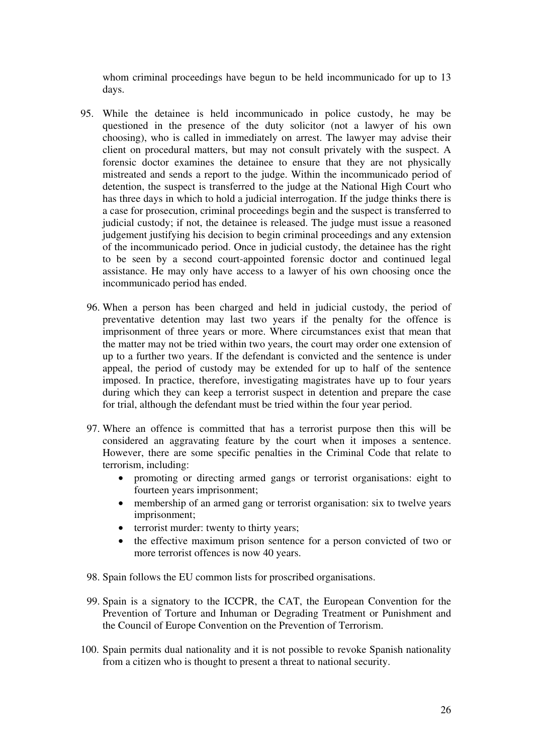whom criminal proceedings have begun to be held incommunicado for up to 13 days.

95. While the detainee is held incommunicado in police custody, he may be questioned in the presence of the duty solicitor (not a lawyer of his own choosing), who is called in immediately on arrest. The lawyer may advise their client on procedural matters, but may not consult privately with the suspect. A forensic doctor examines the detainee to ensure that they are not physically mistreated and sends a report to the judge. Within the incommunicado period of detention, the suspect is transferred to the judge at the National High Court who has three days in which to hold a judicial interrogation. If the judge thinks there is a case for prosecution, criminal proceedings begin and the suspect is transferred to judicial custody; if not, the detainee is released. The judge must issue a reasoned judgement justifying his decision to begin criminal proceedings and any extension of the incommunicado period. Once in judicial custody, the detainee has the right to be seen by a second court-appointed forensic doctor and continued legal assistance. He may only have access to a lawyer of his own choosing once the incommunicado period has ended.

96. When a person has been charged and held in judicial custody, the period of preventative detention may last two years if the penalty for the offence is imprisonment of three years or more. Where circumstances exist that mean that the matter may not be tried within two years, the court may order one extension of up to a further two years. If the defendant is convicted and the sentence is under appeal, the period of custody may be extended for up to half of the sentence imposed. In practice, therefore, investigating magistrates have up to four years during which they can keep a terrorist suspect in detention and prepare the case for trial, although the defendant must be tried within the four year period.

97. Where an offence is committed that has a terrorist purpose then this will be considered an aggravating feature by the court when it imposes a sentence. However, there are some specific penalties in the Criminal Code that relate to terrorism, including:
    - promoting or directing armed gangs or terrorist organisations: eight to fourteen years imprisonment;
    - membership of an armed gang or terrorist organisation: six to twelve years imprisonment;
    - terrorist murder: twenty to thirty years;
    - the effective maximum prison sentence for a person convicted of two or more terrorist offences is now 40 years.

98. Spain follows the EU common lists for proscribed organisations.

99. Spain is a signatory to the ICCPR, the CAT, the European Convention for the Prevention of Torture and Inhuman or Degrading Treatment or Punishment and the Council of Europe Convention on the Prevention of Terrorism.

100. Spain permits dual nationality and it is not possible to revoke Spanish nationality from a citizen who is thought to present a threat to national security.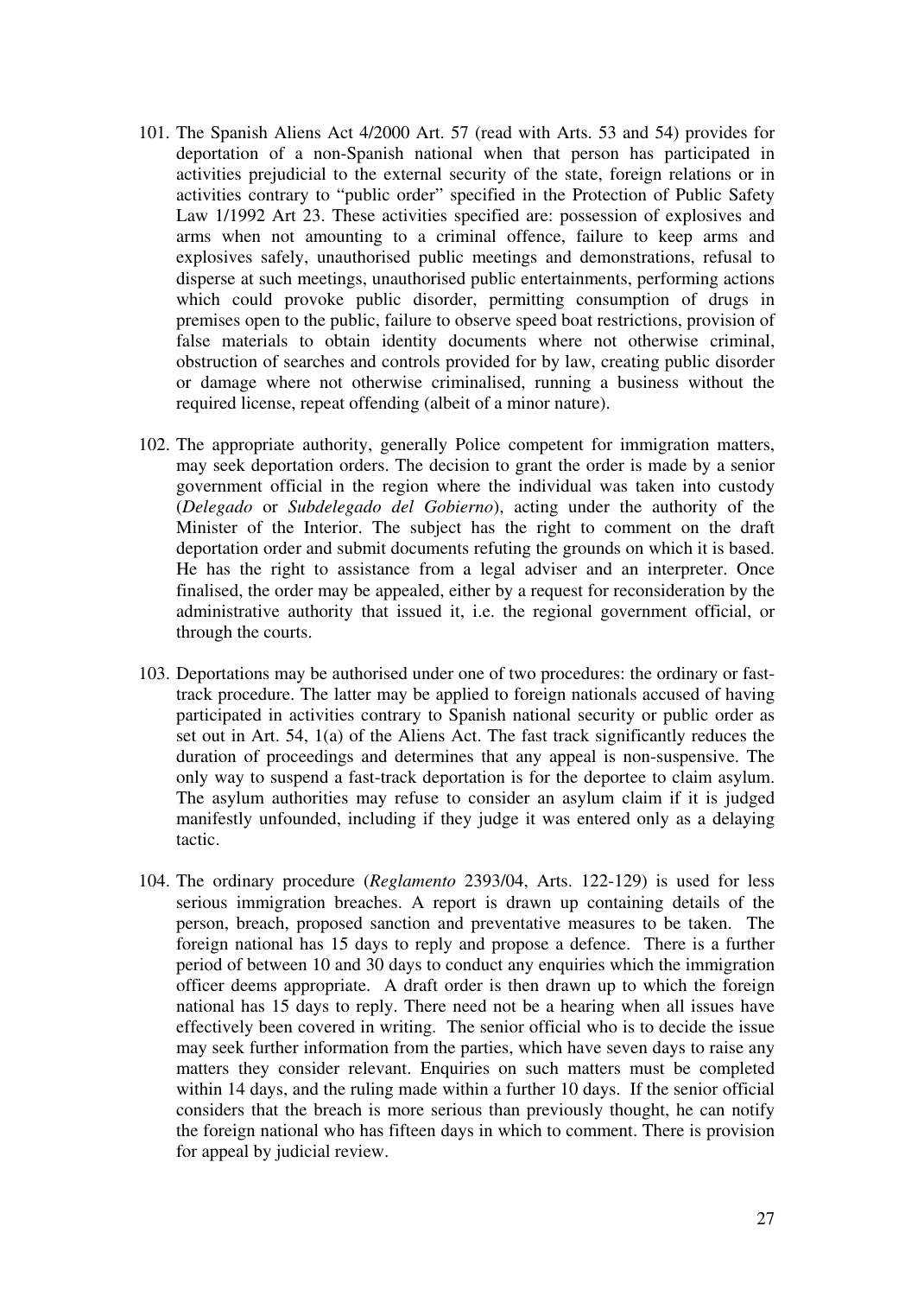101. The Spanish Aliens Act 4/2000 Art. 57 (read with Arts. 53 and 54) provides for deportation of a non-Spanish national when that person has participated in activities prejudicial to the external security of the state, foreign relations or in activities contrary to "public order" specified in the Protection of Public Safety Law 1/1992 Art 23. These activities specified are: possession of explosives and arms when not amounting to a criminal offence, failure to keep arms and explosives safely, unauthorised public meetings and demonstrations, refusal to disperse at such meetings, unauthorised public entertainments, performing actions which could provoke public disorder, permitting consumption of drugs in premises open to the public, failure to observe speed boat restrictions, provision of false materials to obtain identity documents where not otherwise criminal, obstruction of searches and controls provided for by law, creating public disorder or damage where not otherwise criminalised, running a business without the required license, repeat offending (albeit of a minor nature).

102. The appropriate authority, generally Police competent for immigration matters, may seek deportation orders. The decision to grant the order is made by a senior government official in the region where the individual was taken into custody (*Delegado* or *Subdelegado del Gobierno*), acting under the authority of the Minister of the Interior. The subject has the right to comment on the draft deportation order and submit documents refuting the grounds on which it is based. He has the right to assistance from a legal adviser and an interpreter. Once finalised, the order may be appealed, either by a request for reconsideration by the administrative authority that issued it, i.e. the regional government official, or through the courts.

103. Deportations may be authorised under one of two procedures: the ordinary or fast-track procedure. The latter may be applied to foreign nationals accused of having participated in activities contrary to Spanish national security or public order as set out in Art. 54, 1(a) of the Aliens Act. The fast track significantly reduces the duration of proceedings and determines that any appeal is non-suspensive. The only way to suspend a fast-track deportation is for the deportee to claim asylum. The asylum authorities may refuse to consider an asylum claim if it is judged manifestly unfounded, including if they judge it was entered only as a delaying tactic.

104. The ordinary procedure (*Reglamento* 2393/04, Arts. 122-129) is used for less serious immigration breaches. A report is drawn up containing details of the person, breach, proposed sanction and preventative measures to be taken. The foreign national has 15 days to reply and propose a defence. There is a further period of between 10 and 30 days to conduct any enquiries which the immigration officer deems appropriate. A draft order is then drawn up to which the foreign national has 15 days to reply. There need not be a hearing when all issues have effectively been covered in writing. The senior official who is to decide the issue may seek further information from the parties, which have seven days to raise any matters they consider relevant. Enquiries on such matters must be completed within 14 days, and the ruling made within a further 10 days. If the senior official considers that the breach is more serious than previously thought, he can notify the foreign national who has fifteen days in which to comment. There is provision for appeal by judicial review.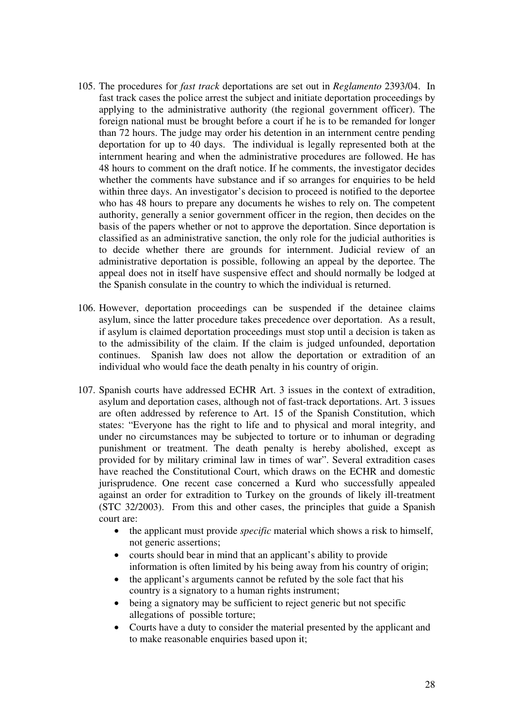105. The procedures for *fast track* deportations are set out in *Reglamento* 2393/04. In fast track cases the police arrest the subject and initiate deportation proceedings by applying to the administrative authority (the regional government officer). The foreign national must be brought before a court if he is to be remanded for longer than 72 hours. The judge may order his detention in an internment centre pending deportation for up to 40 days. The individual is legally represented both at the internment hearing and when the administrative procedures are followed. He has 48 hours to comment on the draft notice. If he comments, the investigator decides whether the comments have substance and if so arranges for enquiries to be held within three days. An investigator's decision to proceed is notified to the deportee who has 48 hours to prepare any documents he wishes to rely on. The competent authority, generally a senior government officer in the region, then decides on the basis of the papers whether or not to approve the deportation. Since deportation is classified as an administrative sanction, the only role for the judicial authorities is to decide whether there are grounds for internment. Judicial review of an administrative deportation is possible, following an appeal by the deportee. The appeal does not in itself have suspensive effect and should normally be lodged at the Spanish consulate in the country to which the individual is returned.

106. However, deportation proceedings can be suspended if the detainee claims asylum, since the latter procedure takes precedence over deportation. As a result, if asylum is claimed deportation proceedings must stop until a decision is taken as to the admissibility of the claim. If the claim is judged unfounded, deportation continues. Spanish law does not allow the deportation or extradition of an individual who would face the death penalty in his country of origin.

107. Spanish courts have addressed ECHR Art. 3 issues in the context of extradition, asylum and deportation cases, although not of fast-track deportations. Art. 3 issues are often addressed by reference to Art. 15 of the Spanish Constitution, which states: "Everyone has the right to life and to physical and moral integrity, and under no circumstances may be subjected to torture or to inhuman or degrading punishment or treatment. The death penalty is hereby abolished, except as provided for by military criminal law in times of war". Several extradition cases have reached the Constitutional Court, which draws on the ECHR and domestic jurisprudence. One recent case concerned a Kurd who successfully appealed against an order for extradition to Turkey on the grounds of likely ill-treatment (STC 32/2003). From this and other cases, the principles that guide a Spanish court are:
    - the applicant must provide *specific* material which shows a risk to himself, not generic assertions;
    - courts should bear in mind that an applicant's ability to provide information is often limited by his being away from his country of origin;
    - the applicant's arguments cannot be refuted by the sole fact that his country is a signatory to a human rights instrument;
    - being a signatory may be sufficient to reject generic but not specific allegations of possible torture;
    - Courts have a duty to consider the material presented by the applicant and to make reasonable enquiries based upon it;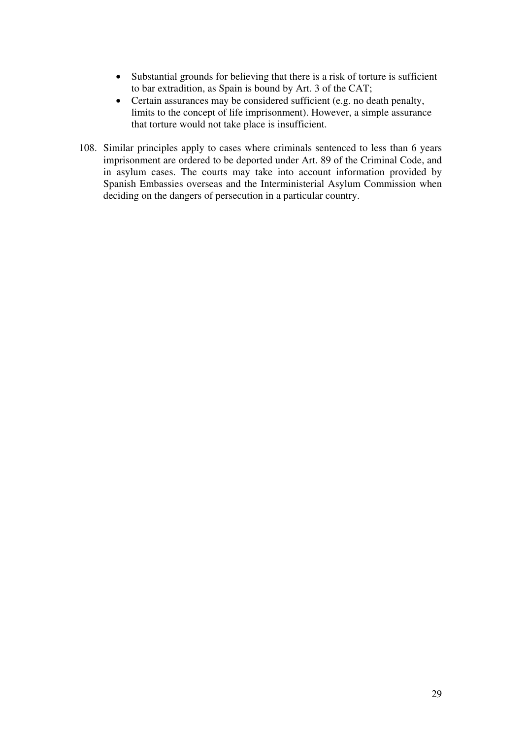- Substantial grounds for believing that there is a risk of torture is sufficient to bar extradition, as Spain is bound by Art. 3 of the CAT;
- Certain assurances may be considered sufficient (e.g. no death penalty, limits to the concept of life imprisonment). However, a simple assurance that torture would not take place is insufficient.

108. Similar principles apply to cases where criminals sentenced to less than 6 years imprisonment are ordered to be deported under Art. 89 of the Criminal Code, and in asylum cases. The courts may take into account information provided by Spanish Embassies overseas and the Interministerial Asylum Commission when deciding on the dangers of persecution in a particular country.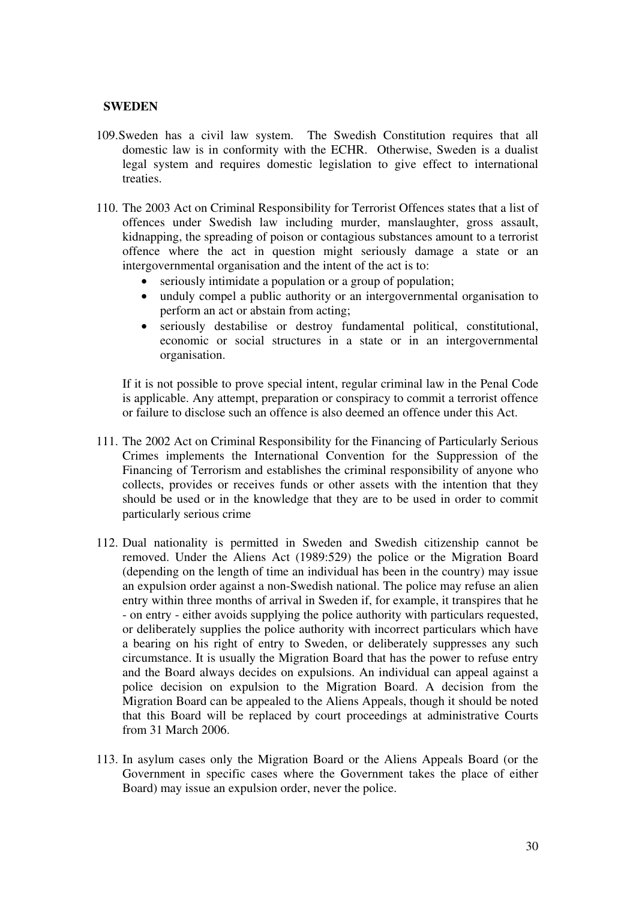**SWEDEN**

109. Sweden has a civil law system. The Swedish Constitution requires that all domestic law is in conformity with the ECHR. Otherwise, Sweden is a dualist legal system and requires domestic legislation to give effect to international treaties.

110. The 2003 Act on Criminal Responsibility for Terrorist Offences states that a list of offences under Swedish law including murder, manslaughter, gross assault, kidnapping, the spreading of poison or contagious substances amount to a terrorist offence where the act in question might seriously damage a state or an intergovernmental organisation and the intent of the act is to:

    - seriously intimidate a population or a group of population;
    - unduly compel a public authority or an intergovernmental organisation to perform an act or abstain from acting;
    - seriously destabilise or destroy fundamental political, constitutional, economic or social structures in a state or in an intergovernmental organisation.

    If it is not possible to prove special intent, regular criminal law in the Penal Code is applicable. Any attempt, preparation or conspiracy to commit a terrorist offence or failure to disclose such an offence is also deemed an offence under this Act.

111. The 2002 Act on Criminal Responsibility for the Financing of Particularly Serious Crimes implements the International Convention for the Suppression of the Financing of Terrorism and establishes the criminal responsibility of anyone who collects, provides or receives funds or other assets with the intention that they should be used or in the knowledge that they are to be used in order to commit particularly serious crime

112. Dual nationality is permitted in Sweden and Swedish citizenship cannot be removed. Under the Aliens Act (1989:529) the police or the Migration Board (depending on the length of time an individual has been in the country) may issue an expulsion order against a non-Swedish national. The police may refuse an alien entry within three months of arrival in Sweden if, for example, it transpires that he - on entry - either avoids supplying the police authority with particulars requested, or deliberately supplies the police authority with incorrect particulars which have a bearing on his right of entry to Sweden, or deliberately suppresses any such circumstance. It is usually the Migration Board that has the power to refuse entry and the Board always decides on expulsions. An individual can appeal against a police decision on expulsion to the Migration Board. A decision from the Migration Board can be appealed to the Aliens Appeals, though it should be noted that this Board will be replaced by court proceedings at administrative Courts from 31 March 2006.

113. In asylum cases only the Migration Board or the Aliens Appeals Board (or the Government in specific cases where the Government takes the place of either Board) may issue an expulsion order, never the police.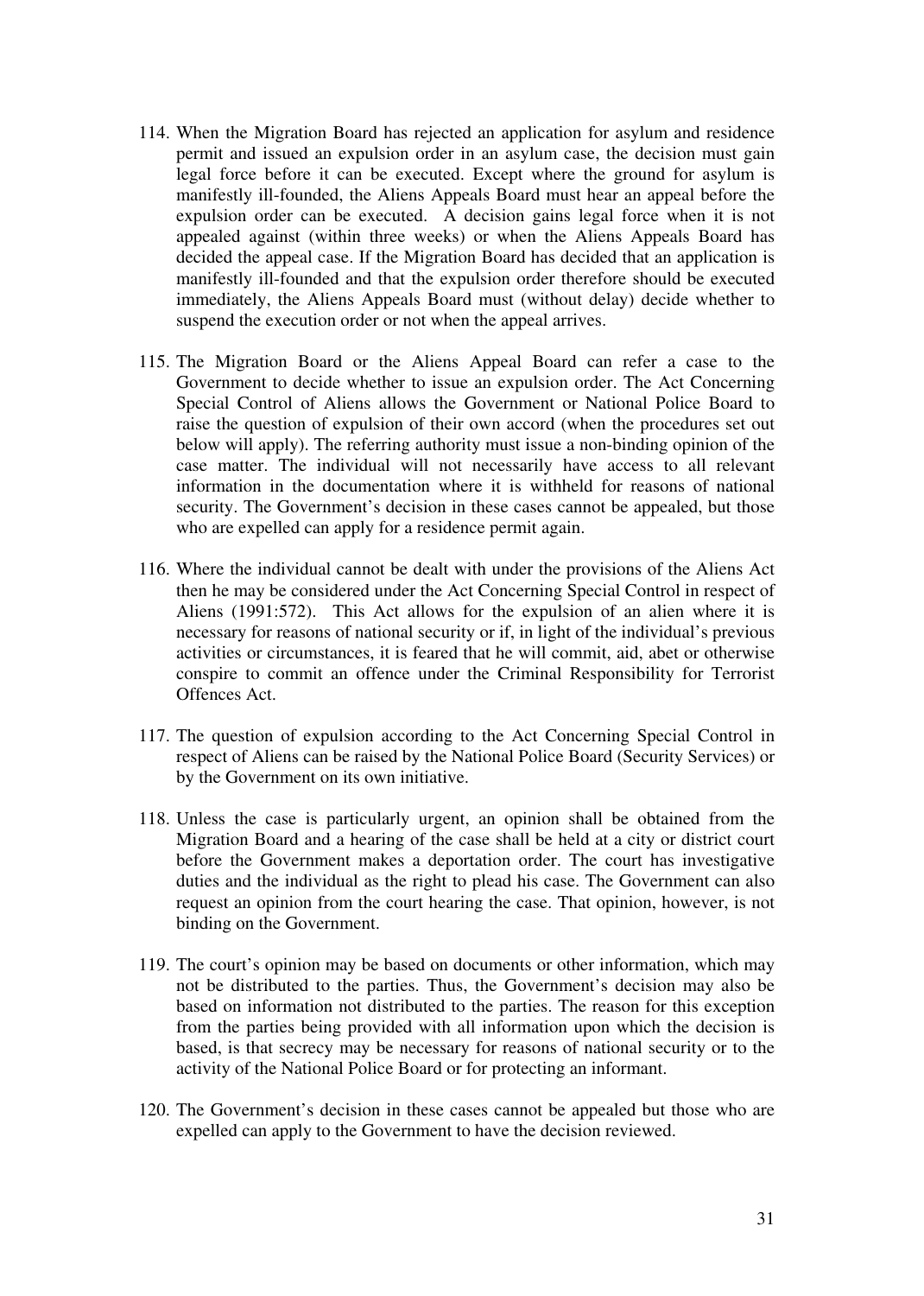114. When the Migration Board has rejected an application for asylum and residence permit and issued an expulsion order in an asylum case, the decision must gain legal force before it can be executed. Except where the ground for asylum is manifestly ill-founded, the Aliens Appeals Board must hear an appeal before the expulsion order can be executed. A decision gains legal force when it is not appealed against (within three weeks) or when the Aliens Appeals Board has decided the appeal case. If the Migration Board has decided that an application is manifestly ill-founded and that the expulsion order therefore should be executed immediately, the Aliens Appeals Board must (without delay) decide whether to suspend the execution order or not when the appeal arrives.

115. The Migration Board or the Aliens Appeal Board can refer a case to the Government to decide whether to issue an expulsion order. The Act Concerning Special Control of Aliens allows the Government or National Police Board to raise the question of expulsion of their own accord (when the procedures set out below will apply). The referring authority must issue a non-binding opinion of the case matter. The individual will not necessarily have access to all relevant information in the documentation where it is withheld for reasons of national security. The Government's decision in these cases cannot be appealed, but those who are expelled can apply for a residence permit again.

116. Where the individual cannot be dealt with under the provisions of the Aliens Act then he may be considered under the Act Concerning Special Control in respect of Aliens (1991:572). This Act allows for the expulsion of an alien where it is necessary for reasons of national security or if, in light of the individual's previous activities or circumstances, it is feared that he will commit, aid, abet or otherwise conspire to commit an offence under the Criminal Responsibility for Terrorist Offences Act.

117. The question of expulsion according to the Act Concerning Special Control in respect of Aliens can be raised by the National Police Board (Security Services) or by the Government on its own initiative.

118. Unless the case is particularly urgent, an opinion shall be obtained from the Migration Board and a hearing of the case shall be held at a city or district court before the Government makes a deportation order. The court has investigative duties and the individual as the right to plead his case. The Government can also request an opinion from the court hearing the case. That opinion, however, is not binding on the Government.

119. The court's opinion may be based on documents or other information, which may not be distributed to the parties. Thus, the Government's decision may also be based on information not distributed to the parties. The reason for this exception from the parties being provided with all information upon which the decision is based, is that secrecy may be necessary for reasons of national security or to the activity of the National Police Board or for protecting an informant.

120. The Government's decision in these cases cannot be appealed but those who are expelled can apply to the Government to have the decision reviewed.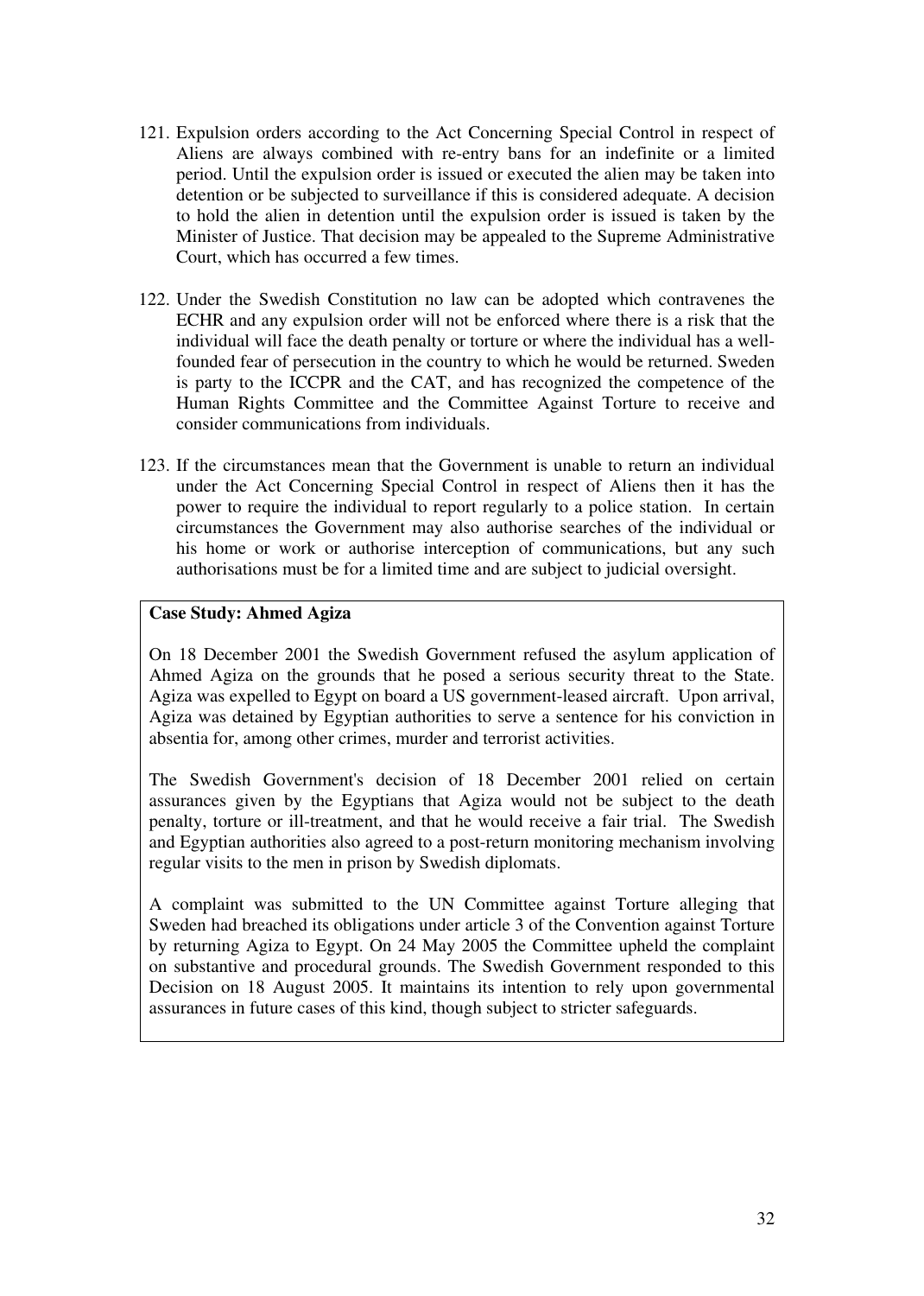121. Expulsion orders according to the Act Concerning Special Control in respect of Aliens are always combined with re-entry bans for an indefinite or a limited period. Until the expulsion order is issued or executed the alien may be taken into detention or be subjected to surveillance if this is considered adequate. A decision to hold the alien in detention until the expulsion order is issued is taken by the Minister of Justice. That decision may be appealed to the Supreme Administrative Court, which has occurred a few times.

122. Under the Swedish Constitution no law can be adopted which contravenes the ECHR and any expulsion order will not be enforced where there is a risk that the individual will face the death penalty or torture or where the individual has a well-founded fear of persecution in the country to which he would be returned. Sweden is party to the ICCPR and the CAT, and has recognized the competence of the Human Rights Committee and the Committee Against Torture to receive and consider communications from individuals.

123. If the circumstances mean that the Government is unable to return an individual under the Act Concerning Special Control in respect of Aliens then it has the power to require the individual to report regularly to a police station. In certain circumstances the Government may also authorise searches of the individual or his home or work or authorise interception of communications, but any such authorisations must be for a limited time and are subject to judicial oversight.

**Case Study: Ahmed Agiza**

On 18 December 2001 the Swedish Government refused the asylum application of Ahmed Agiza on the grounds that he posed a serious security threat to the State. Agiza was expelled to Egypt on board a US government-leased aircraft. Upon arrival, Agiza was detained by Egyptian authorities to serve a sentence for his conviction in absentia for, among other crimes, murder and terrorist activities.

The Swedish Government's decision of 18 December 2001 relied on certain assurances given by the Egyptians that Agiza would not be subject to the death penalty, torture or ill-treatment, and that he would receive a fair trial. The Swedish and Egyptian authorities also agreed to a post-return monitoring mechanism involving regular visits to the men in prison by Swedish diplomats.

A complaint was submitted to the UN Committee against Torture alleging that Sweden had breached its obligations under article 3 of the Convention against Torture by returning Agiza to Egypt. On 24 May 2005 the Committee upheld the complaint on substantive and procedural grounds. The Swedish Government responded to this Decision on 18 August 2005. It maintains its intention to rely upon governmental assurances in future cases of this kind, though subject to stricter safeguards.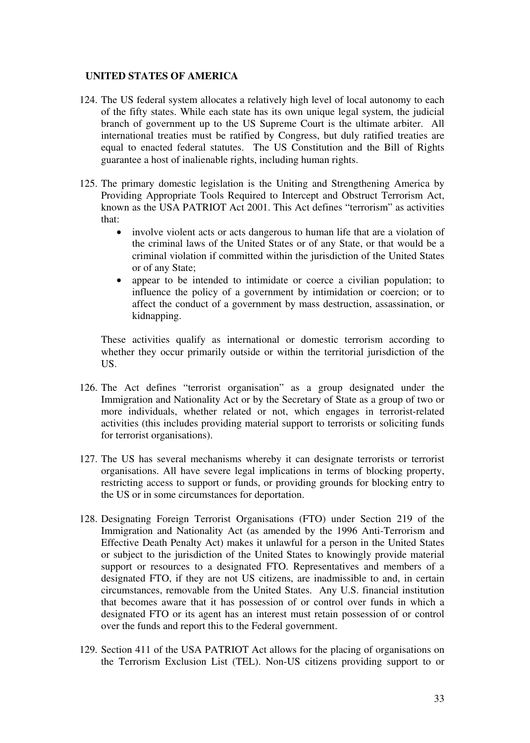**UNITED STATES OF AMERICA**

124. The US federal system allocates a relatively high level of local autonomy to each of the fifty states. While each state has its own unique legal system, the judicial branch of government up to the US Supreme Court is the ultimate arbiter. All international treaties must be ratified by Congress, but duly ratified treaties are equal to enacted federal statutes. The US Constitution and the Bill of Rights guarantee a host of inalienable rights, including human rights.

125. The primary domestic legislation is the Uniting and Strengthening America by Providing Appropriate Tools Required to Intercept and Obstruct Terrorism Act, known as the USA PATRIOT Act 2001. This Act defines "terrorism" as activities that:
    - involve violent acts or acts dangerous to human life that are a violation of the criminal laws of the United States or of any State, or that would be a criminal violation if committed within the jurisdiction of the United States or of any State;
    - appear to be intended to intimidate or coerce a civilian population; to influence the policy of a government by intimidation or coercion; or to affect the conduct of a government by mass destruction, assassination, or kidnapping.

    These activities qualify as international or domestic terrorism according to whether they occur primarily outside or within the territorial jurisdiction of the US.

126. The Act defines "terrorist organisation" as a group designated under the Immigration and Nationality Act or by the Secretary of State as a group of two or more individuals, whether related or not, which engages in terrorist-related activities (this includes providing material support to terrorists or soliciting funds for terrorist organisations).

127. The US has several mechanisms whereby it can designate terrorists or terrorist organisations. All have severe legal implications in terms of blocking property, restricting access to support or funds, or providing grounds for blocking entry to the US or in some circumstances for deportation.

128. Designating Foreign Terrorist Organisations (FTO) under Section 219 of the Immigration and Nationality Act (as amended by the 1996 Anti-Terrorism and Effective Death Penalty Act) makes it unlawful for a person in the United States or subject to the jurisdiction of the United States to knowingly provide material support or resources to a designated FTO. Representatives and members of a designated FTO, if they are not US citizens, are inadmissible to and, in certain circumstances, removable from the United States. Any U.S. financial institution that becomes aware that it has possession of or control over funds in which a designated FTO or its agent has an interest must retain possession of or control over the funds and report this to the Federal government.

129. Section 411 of the USA PATRIOT Act allows for the placing of organisations on the Terrorism Exclusion List (TEL). Non-US citizens providing support to or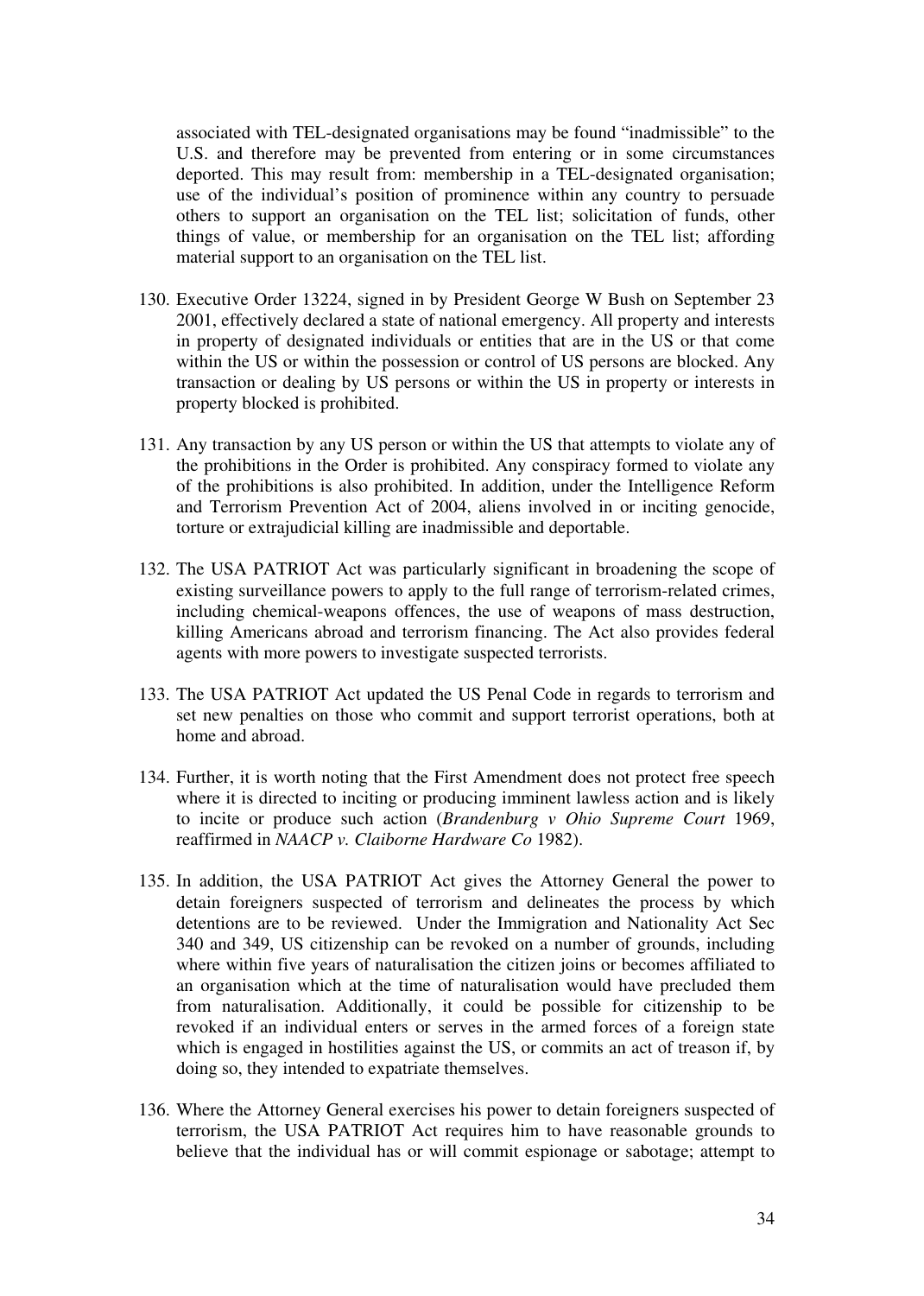associated with TEL-designated organisations may be found “inadmissible” to the U.S. and therefore may be prevented from entering or in some circumstances deported. This may result from: membership in a TEL-designated organisation; use of the individual’s position of prominence within any country to persuade others to support an organisation on the TEL list; solicitation of funds, other things of value, or membership for an organisation on the TEL list; affording material support to an organisation on the TEL list.

130. Executive Order 13224, signed in by President George W Bush on September 23 2001, effectively declared a state of national emergency. All property and interests in property of designated individuals or entities that are in the US or that come within the US or within the possession or control of US persons are blocked. Any transaction or dealing by US persons or within the US in property or interests in property blocked is prohibited.

131. Any transaction by any US person or within the US that attempts to violate any of the prohibitions in the Order is prohibited. Any conspiracy formed to violate any of the prohibitions is also prohibited. In addition, under the Intelligence Reform and Terrorism Prevention Act of 2004, aliens involved in or inciting genocide, torture or extrajudicial killing are inadmissible and deportable.

132. The USA PATRIOT Act was particularly significant in broadening the scope of existing surveillance powers to apply to the full range of terrorism-related crimes, including chemical-weapons offences, the use of weapons of mass destruction, killing Americans abroad and terrorism financing. The Act also provides federal agents with more powers to investigate suspected terrorists.

133. The USA PATRIOT Act updated the US Penal Code in regards to terrorism and set new penalties on those who commit and support terrorist operations, both at home and abroad.

134. Further, it is worth noting that the First Amendment does not protect free speech where it is directed to inciting or producing imminent lawless action and is likely to incite or produce such action (*Brandenburg v Ohio Supreme Court* 1969, reaffirmed in *NAACP v. Claiborne Hardware Co* 1982).

135. In addition, the USA PATRIOT Act gives the Attorney General the power to detain foreigners suspected of terrorism and delineates the process by which detentions are to be reviewed. Under the Immigration and Nationality Act Sec 340 and 349, US citizenship can be revoked on a number of grounds, including where within five years of naturalisation the citizen joins or becomes affiliated to an organisation which at the time of naturalisation would have precluded them from naturalisation. Additionally, it could be possible for citizenship to be revoked if an individual enters or serves in the armed forces of a foreign state which is engaged in hostilities against the US, or commits an act of treason if, by doing so, they intended to expatriate themselves.

136. Where the Attorney General exercises his power to detain foreigners suspected of terrorism, the USA PATRIOT Act requires him to have reasonable grounds to believe that the individual has or will commit espionage or sabotage; attempt to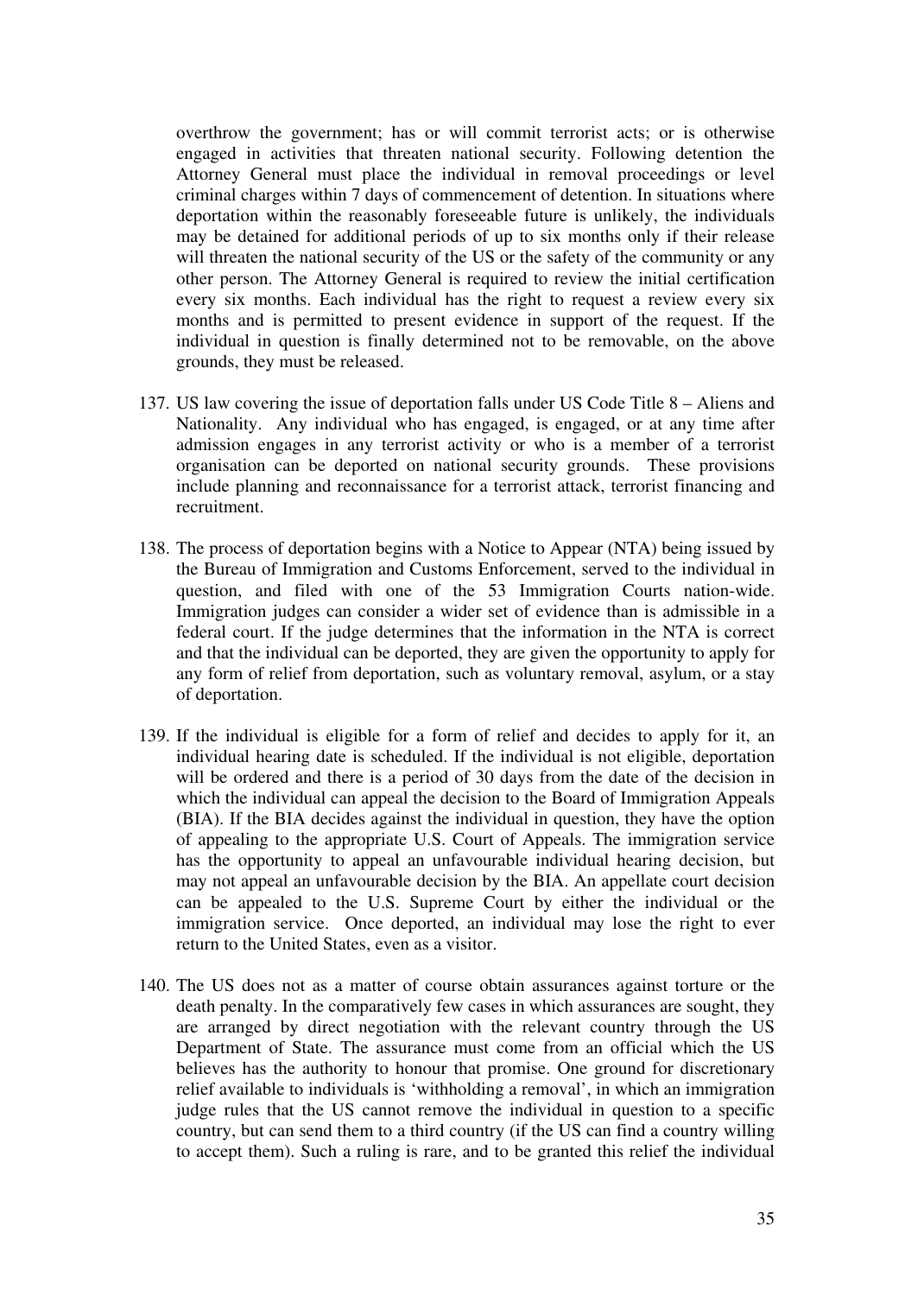overthrow the government; has or will commit terrorist acts; or is otherwise engaged in activities that threaten national security. Following detention the Attorney General must place the individual in removal proceedings or level criminal charges within 7 days of commencement of detention. In situations where deportation within the reasonably foreseeable future is unlikely, the individuals may be detained for additional periods of up to six months only if their release will threaten the national security of the US or the safety of the community or any other person. The Attorney General is required to review the initial certification every six months. Each individual has the right to request a review every six months and is permitted to present evidence in support of the request. If the individual in question is finally determined not to be removable, on the above grounds, they must be released.

137. US law covering the issue of deportation falls under US Code Title 8 – Aliens and Nationality. Any individual who has engaged, is engaged, or at any time after admission engages in any terrorist activity or who is a member of a terrorist organisation can be deported on national security grounds. These provisions include planning and reconnaissance for a terrorist attack, terrorist financing and recruitment.

138. The process of deportation begins with a Notice to Appear (NTA) being issued by the Bureau of Immigration and Customs Enforcement, served to the individual in question, and filed with one of the 53 Immigration Courts nation-wide. Immigration judges can consider a wider set of evidence than is admissible in a federal court. If the judge determines that the information in the NTA is correct and that the individual can be deported, they are given the opportunity to apply for any form of relief from deportation, such as voluntary removal, asylum, or a stay of deportation.

139. If the individual is eligible for a form of relief and decides to apply for it, an individual hearing date is scheduled. If the individual is not eligible, deportation will be ordered and there is a period of 30 days from the date of the decision in which the individual can appeal the decision to the Board of Immigration Appeals (BIA). If the BIA decides against the individual in question, they have the option of appealing to the appropriate U.S. Court of Appeals. The immigration service has the opportunity to appeal an unfavourable individual hearing decision, but may not appeal an unfavourable decision by the BIA. An appellate court decision can be appealed to the U.S. Supreme Court by either the individual or the immigration service. Once deported, an individual may lose the right to ever return to the United States, even as a visitor.

140. The US does not as a matter of course obtain assurances against torture or the death penalty. In the comparatively few cases in which assurances are sought, they are arranged by direct negotiation with the relevant country through the US Department of State. The assurance must come from an official which the US believes has the authority to honour that promise. One ground for discretionary relief available to individuals is 'withholding a removal', in which an immigration judge rules that the US cannot remove the individual in question to a specific country, but can send them to a third country (if the US can find a country willing to accept them). Such a ruling is rare, and to be granted this relief the individual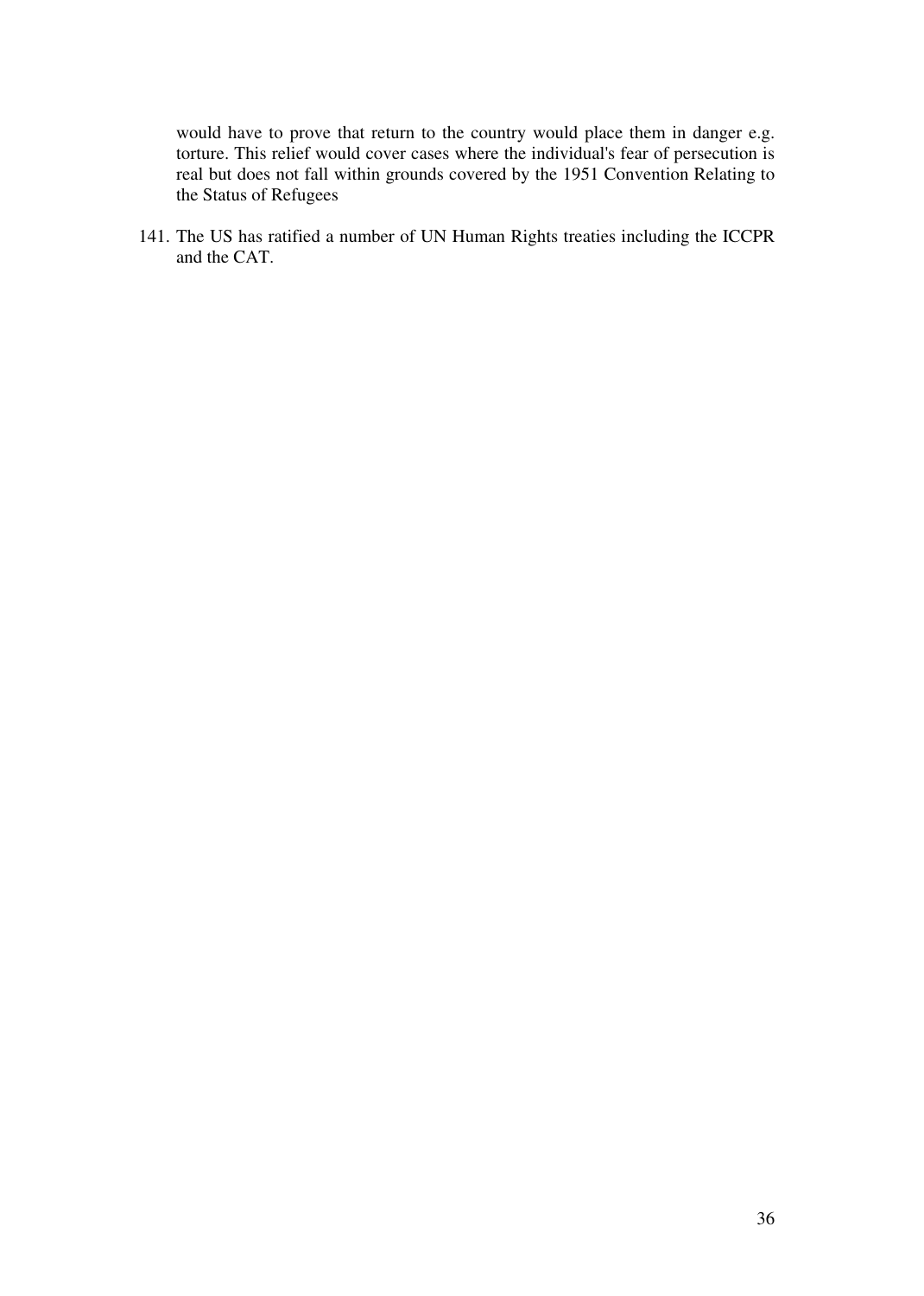would have to prove that return to the country would place them in danger e.g. torture. This relief would cover cases where the individual's fear of persecution is real but does not fall within grounds covered by the 1951 Convention Relating to the Status of Refugees

141. The US has ratified a number of UN Human Rights treaties including the ICCPR and the CAT.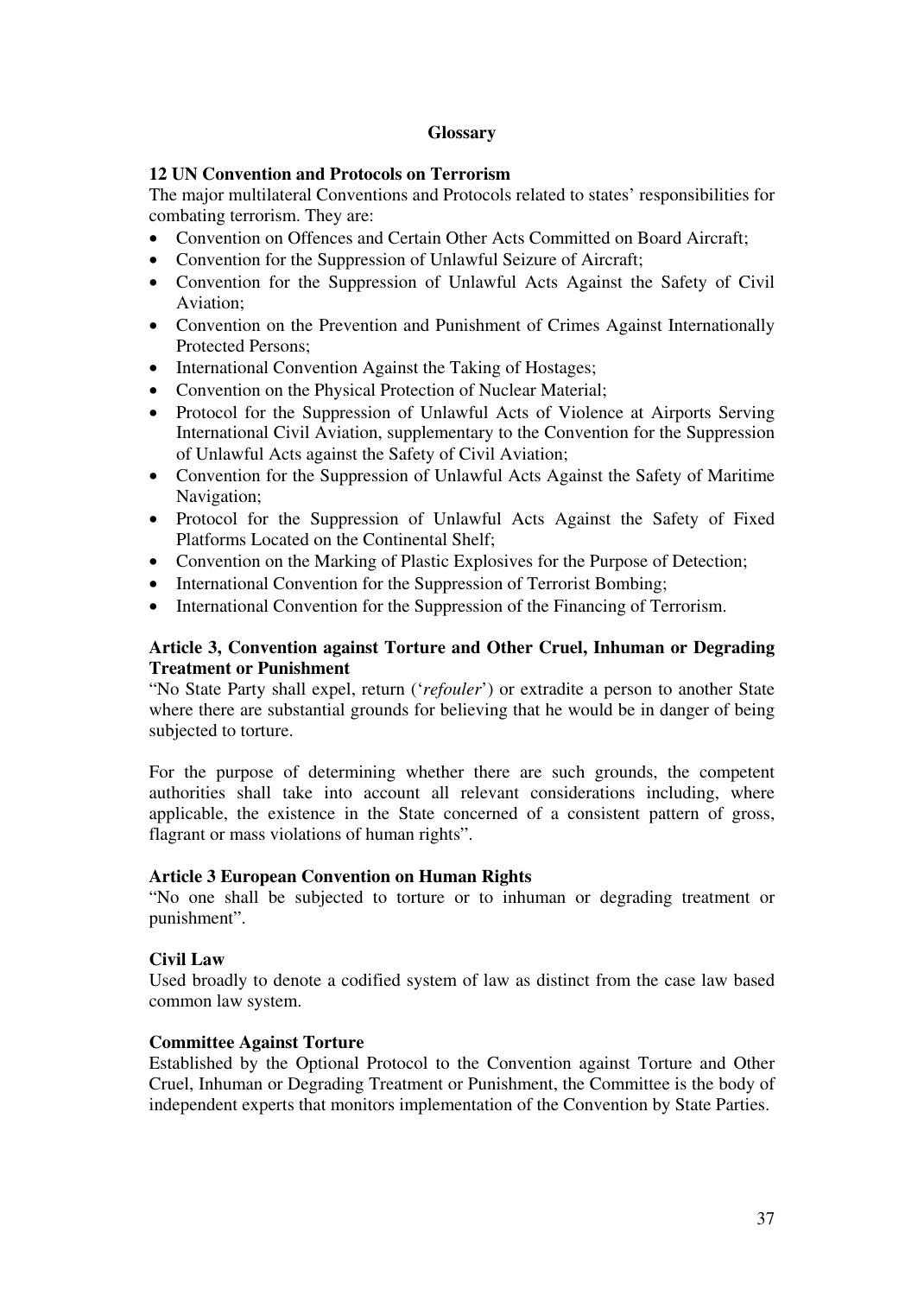## Glossary

### 12 UN Convention and Protocols on Terrorism

The major multilateral Conventions and Protocols related to states' responsibilities for combating terrorism. They are:

- Convention on Offences and Certain Other Acts Committed on Board Aircraft;
- Convention for the Suppression of Unlawful Seizure of Aircraft;
- Convention for the Suppression of Unlawful Acts Against the Safety of Civil Aviation;
- Convention on the Prevention and Punishment of Crimes Against Internationally Protected Persons;
- International Convention Against the Taking of Hostages;
- Convention on the Physical Protection of Nuclear Material;
- Protocol for the Suppression of Unlawful Acts of Violence at Airports Serving International Civil Aviation, supplementary to the Convention for the Suppression of Unlawful Acts against the Safety of Civil Aviation;
- Convention for the Suppression of Unlawful Acts Against the Safety of Maritime Navigation;
- Protocol for the Suppression of Unlawful Acts Against the Safety of Fixed Platforms Located on the Continental Shelf;
- Convention on the Marking of Plastic Explosives for the Purpose of Detection;
- International Convention for the Suppression of Terrorist Bombing;
- International Convention for the Suppression of the Financing of Terrorism.

### Article 3, Convention against Torture and Other Cruel, Inhuman or Degrading Treatment or Punishment

"No State Party shall expel, return ('*refouler*') or extradite a person to another State where there are substantial grounds for believing that he would be in danger of being subjected to torture.

For the purpose of determining whether there are such grounds, the competent authorities shall take into account all relevant considerations including, where applicable, the existence in the State concerned of a consistent pattern of gross, flagrant or mass violations of human rights".

### Article 3 European Convention on Human Rights

"No one shall be subjected to torture or to inhuman or degrading treatment or punishment".

### Civil Law

Used broadly to denote a codified system of law as distinct from the case law based common law system.

### Committee Against Torture

Established by the Optional Protocol to the Convention against Torture and Other Cruel, Inhuman or Degrading Treatment or Punishment, the Committee is the body of independent experts that monitors implementation of the Convention by State Parties.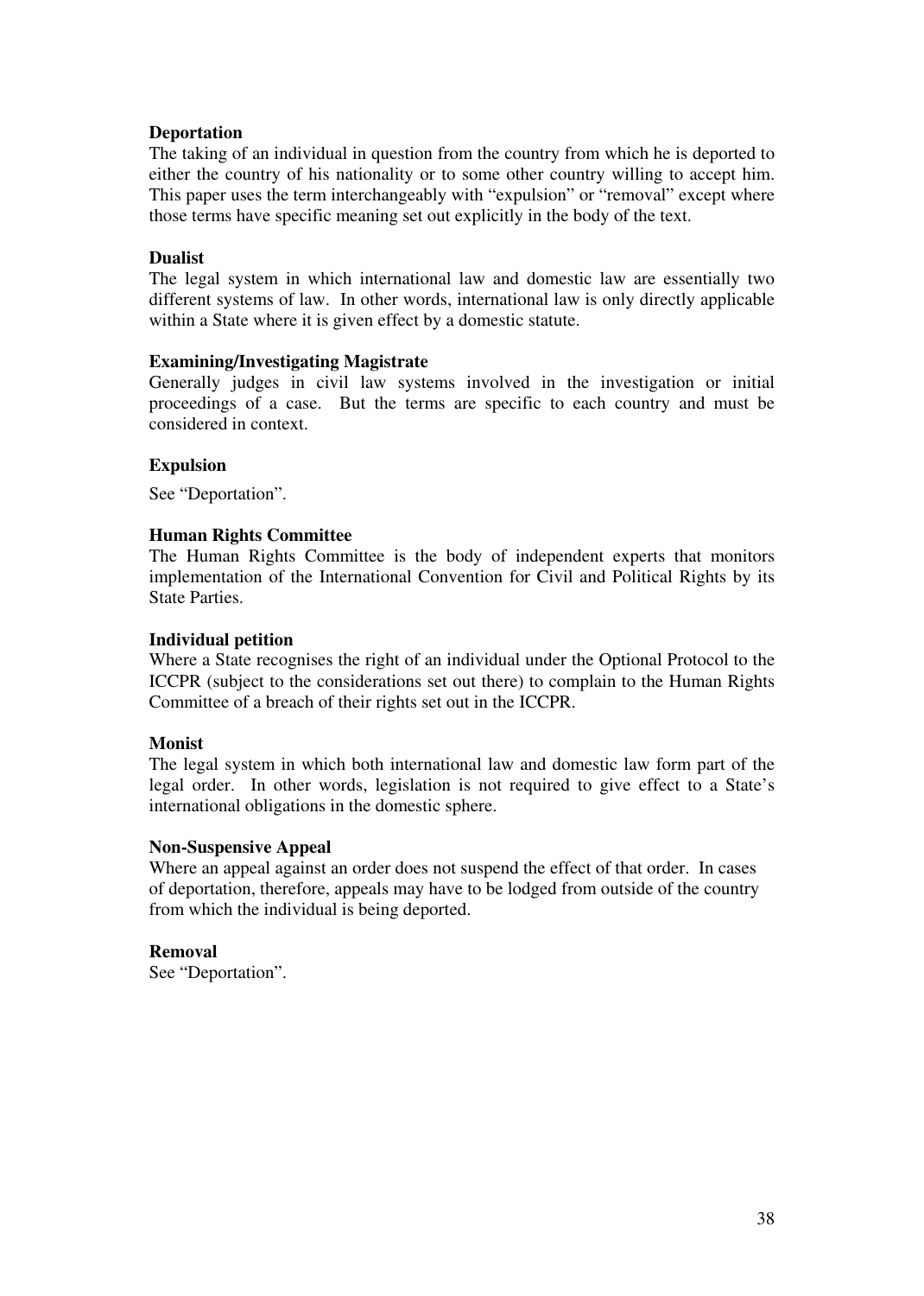**Deportation**

The taking of an individual in question from the country from which he is deported to either the country of his nationality or to some other country willing to accept him. This paper uses the term interchangeably with "expulsion" or "removal" except where those terms have specific meaning set out explicitly in the body of the text.

**Dualist**

The legal system in which international law and domestic law are essentially two different systems of law. In other words, international law is only directly applicable within a State where it is given effect by a domestic statute.

**Examining/Investigating Magistrate**

Generally judges in civil law systems involved in the investigation or initial proceedings of a case. But the terms are specific to each country and must be considered in context.

**Expulsion**

See "Deportation".

**Human Rights Committee**

The Human Rights Committee is the body of independent experts that monitors implementation of the International Convention for Civil and Political Rights by its State Parties.

**Individual petition**

Where a State recognises the right of an individual under the Optional Protocol to the ICCPR (subject to the considerations set out there) to complain to the Human Rights Committee of a breach of their rights set out in the ICCPR.

**Monist**

The legal system in which both international law and domestic law form part of the legal order. In other words, legislation is not required to give effect to a State's international obligations in the domestic sphere.

**Non-Suspensive Appeal**

Where an appeal against an order does not suspend the effect of that order. In cases of deportation, therefore, appeals may have to be lodged from outside of the country from which the individual is being deported.

**Removal**

See "Deportation".